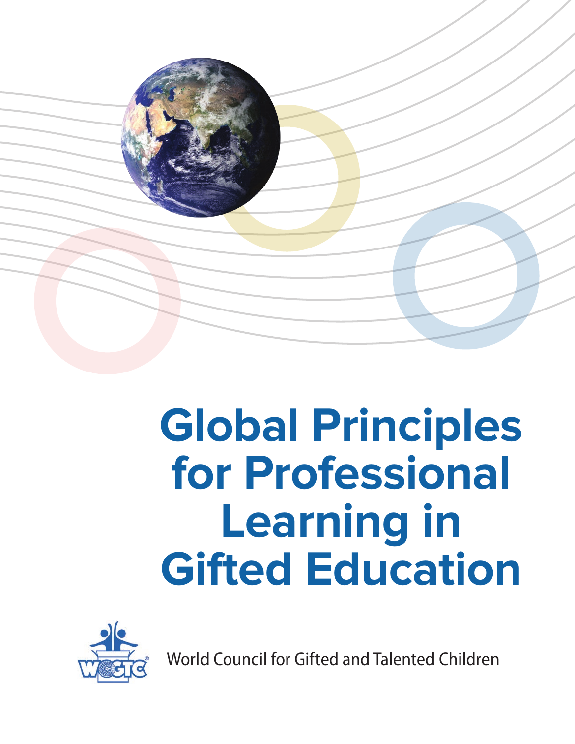# Global Principles for Professional Learning in Gifted Education

World Council for Gifted and Talented Children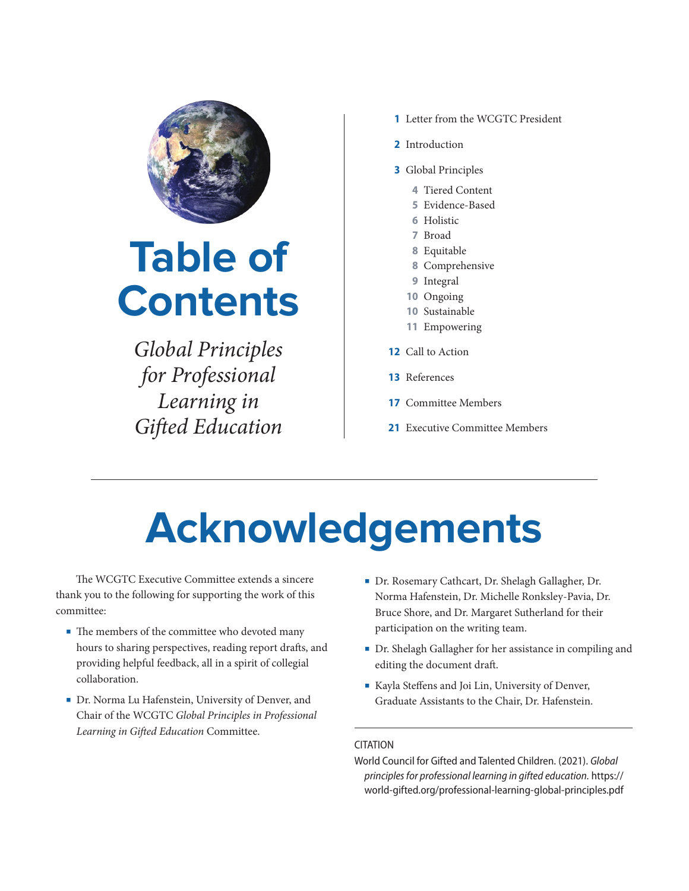# Table of Contents

*Global Principles for Professional Learning in Gifted Education*

- **1** Letter from the WCGTC President
- **2** Introduction
- **3** Global Principles
  - **4** Tiered Content
  - **5** Evidence-Based
  - **6** Holistic
  - **7** Broad
  - **8** Equitable
  - **8** Comprehensive
  - **9** Integral
  - **10** Ongoing
  - **10** Sustainable
  - **11** Empowering
- **12** Call to Action
- **13** References
- **17** Committee Members
- **21** Executive Committee Members

# Acknowledgements

The WCGTC Executive Committee extends a sincere thank you to the following for supporting the work of this committee:

- The members of the committee who devoted many hours to sharing perspectives, reading report drafts, and providing helpful feedback, all in a spirit of collegial collaboration.
- Dr. Norma Lu Hafenstein, University of Denver, and Chair of the WCGTC *Global Principles in Professional Learning in Gifted Education* Committee.
- Dr. Rosemary Cathcart, Dr. Shelagh Gallagher, Dr. Norma Hafenstein, Dr. Michelle Ronksley-Pavia, Dr. Bruce Shore, and Dr. Margaret Sutherland for their participation on the writing team.
- Dr. Shelagh Gallagher for her assistance in compiling and editing the document draft.
- Kayla Steffens and Joi Lin, University of Denver, Graduate Assistants to the Chair, Dr. Hafenstein.

CITATION

World Council for Gifted and Talented Children. (2021). *Global principles for professional learning in gifted education.* https://world-gifted.org/professional-learning-global-principles.pdf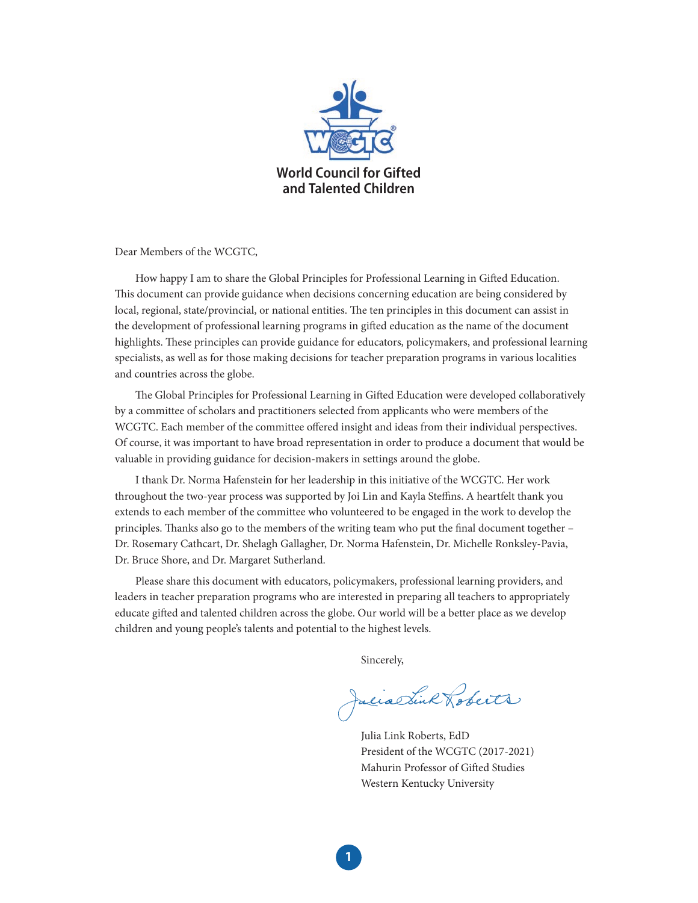**World Council for Gifted and Talented Children**

Dear Members of the WCGTC,

How happy I am to share the Global Principles for Professional Learning in Gifted Education. This document can provide guidance when decisions concerning education are being considered by local, regional, state/provincial, or national entities. The ten principles in this document can assist in the development of professional learning programs in gifted education as the name of the document highlights. These principles can provide guidance for educators, policymakers, and professional learning specialists, as well as for those making decisions for teacher preparation programs in various localities and countries across the globe.

The Global Principles for Professional Learning in Gifted Education were developed collaboratively by a committee of scholars and practitioners selected from applicants who were members of the WCGTC. Each member of the committee offered insight and ideas from their individual perspectives. Of course, it was important to have broad representation in order to produce a document that would be valuable in providing guidance for decision-makers in settings around the globe.

I thank Dr. Norma Hafenstein for her leadership in this initiative of the WCGTC. Her work throughout the two-year process was supported by Joi Lin and Kayla Steffins. A heartfelt thank you extends to each member of the committee who volunteered to be engaged in the work to develop the principles. Thanks also go to the members of the writing team who put the final document together – Dr. Rosemary Cathcart, Dr. Shelagh Gallagher, Dr. Norma Hafenstein, Dr. Michelle Ronksley-Pavia, Dr. Bruce Shore, and Dr. Margaret Sutherland.

Please share this document with educators, policymakers, professional learning providers, and leaders in teacher preparation programs who are interested in preparing all teachers to appropriately educate gifted and talented children across the globe. Our world will be a better place as we develop children and young people's talents and potential to the highest levels.

Sincerely,

Julia Link Roberts, EdD  
President of the WCGTC (2017-2021)  
Mahurin Professor of Gifted Studies  
Western Kentucky University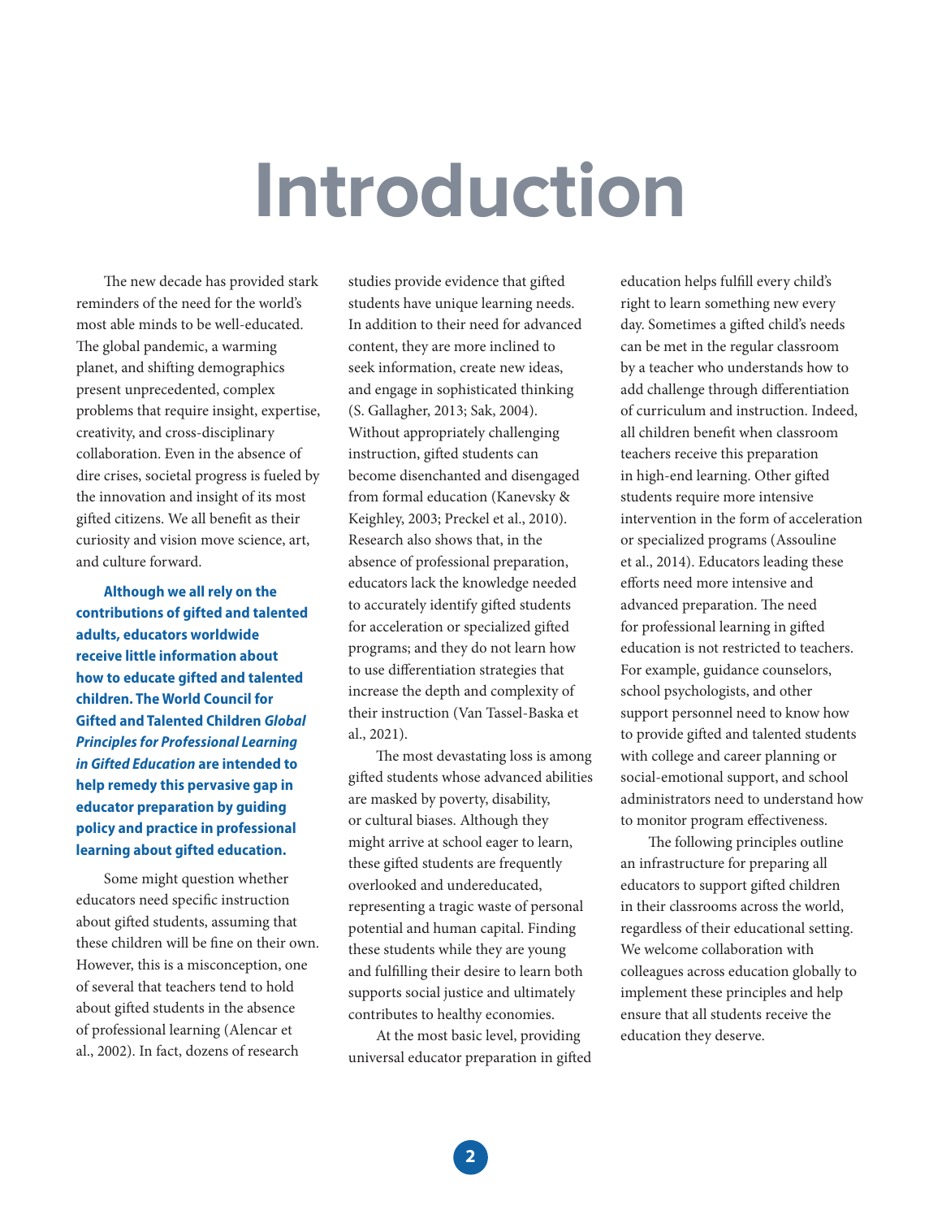# Introduction

The new decade has provided stark reminders of the need for the world's most able minds to be well-educated. The global pandemic, a warming planet, and shifting demographics present unprecedented, complex problems that require insight, expertise, creativity, and cross-disciplinary collaboration. Even in the absence of dire crises, societal progress is fueled by the innovation and insight of its most gifted citizens. We all benefit as their curiosity and vision move science, art, and culture forward.

**Although we all rely on the contributions of gifted and talented adults, educators worldwide receive little information about how to educate gifted and talented children. The World Council for Gifted and Talented Children *Global Principles for Professional Learning in Gifted Education* are intended to help remedy this pervasive gap in educator preparation by guiding policy and practice in professional learning about gifted education.**

Some might question whether educators need specific instruction about gifted students, assuming that these children will be fine on their own. However, this is a misconception, one of several that teachers tend to hold about gifted students in the absence of professional learning (Alencar et al., 2002). In fact, dozens of research studies provide evidence that gifted students have unique learning needs. In addition to their need for advanced content, they are more inclined to seek information, create new ideas, and engage in sophisticated thinking (S. Gallagher, 2013; Sak, 2004). Without appropriately challenging instruction, gifted students can become disenchanted and disengaged from formal education (Kanevsky & Keighley, 2003; Preckel et al., 2010). Research also shows that, in the absence of professional preparation, educators lack the knowledge needed to accurately identify gifted students for acceleration or specialized gifted programs; and they do not learn how to use differentiation strategies that increase the depth and complexity of their instruction (Van Tassel-Baska et al., 2021).

The most devastating loss is among gifted students whose advanced abilities are masked by poverty, disability, or cultural biases. Although they might arrive at school eager to learn, these gifted students are frequently overlooked and undereducated, representing a tragic waste of personal potential and human capital. Finding these students while they are young and fulfilling their desire to learn both supports social justice and ultimately contributes to healthy economies.

At the most basic level, providing universal educator preparation in gifted education helps fulfill every child's right to learn something new every day. Sometimes a gifted child's needs can be met in the regular classroom by a teacher who understands how to add challenge through differentiation of curriculum and instruction. Indeed, all children benefit when classroom teachers receive this preparation in high-end learning. Other gifted students require more intensive intervention in the form of acceleration or specialized programs (Assouline et al., 2014). Educators leading these efforts need more intensive and advanced preparation. The need for professional learning in gifted education is not restricted to teachers. For example, guidance counselors, school psychologists, and other support personnel need to know how to provide gifted and talented students with college and career planning or social-emotional support, and school administrators need to understand how to monitor program effectiveness.

The following principles outline an infrastructure for preparing all educators to support gifted children in their classrooms across the world, regardless of their educational setting. We welcome collaboration with colleagues across education globally to implement these principles and help ensure that all students receive the education they deserve.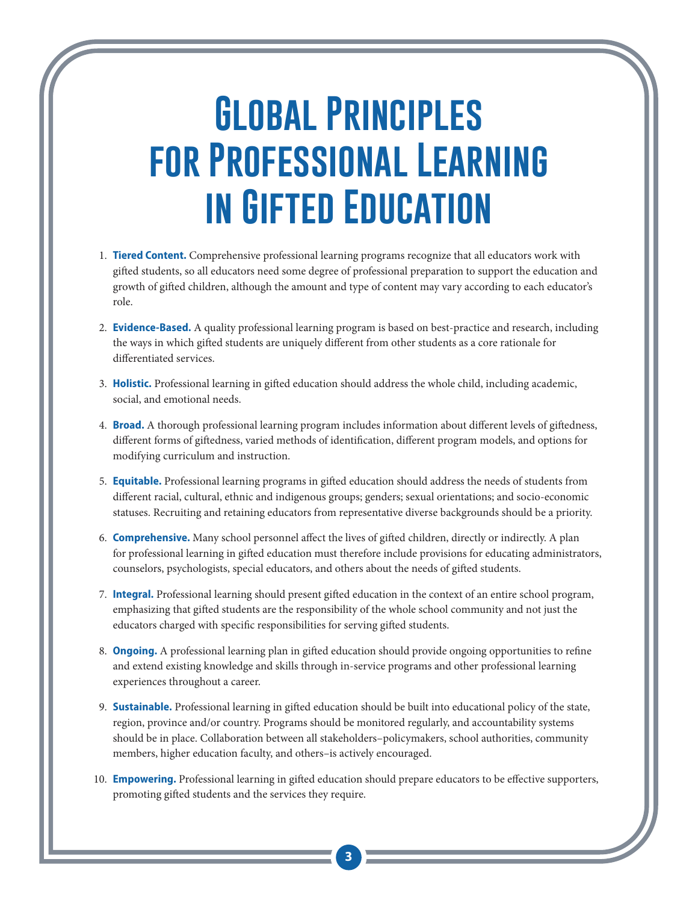# Global Principles for Professional Learning in Gifted Education

1. **Tiered Content.** Comprehensive professional learning programs recognize that all educators work with gifted students, so all educators need some degree of professional preparation to support the education and growth of gifted children, although the amount and type of content may vary according to each educator's role.

2. **Evidence-Based.** A quality professional learning program is based on best-practice and research, including the ways in which gifted students are uniquely different from other students as a core rationale for differentiated services.

3. **Holistic.** Professional learning in gifted education should address the whole child, including academic, social, and emotional needs.

4. **Broad.** A thorough professional learning program includes information about different levels of giftedness, different forms of giftedness, varied methods of identification, different program models, and options for modifying curriculum and instruction.

5. **Equitable.** Professional learning programs in gifted education should address the needs of students from different racial, cultural, ethnic and indigenous groups; genders; sexual orientations; and socio-economic statuses. Recruiting and retaining educators from representative diverse backgrounds should be a priority.

6. **Comprehensive.** Many school personnel affect the lives of gifted children, directly or indirectly. A plan for professional learning in gifted education must therefore include provisions for educating administrators, counselors, psychologists, special educators, and others about the needs of gifted students.

7. **Integral.** Professional learning should present gifted education in the context of an entire school program, emphasizing that gifted students are the responsibility of the whole school community and not just the educators charged with specific responsibilities for serving gifted students.

8. **Ongoing.** A professional learning plan in gifted education should provide ongoing opportunities to refine and extend existing knowledge and skills through in-service programs and other professional learning experiences throughout a career.

9. **Sustainable.** Professional learning in gifted education should be built into educational policy of the state, region, province and/or country. Programs should be monitored regularly, and accountability systems should be in place. Collaboration between all stakeholders–policymakers, school authorities, community members, higher education faculty, and others–is actively encouraged.

10. **Empowering.** Professional learning in gifted education should prepare educators to be effective supporters, promoting gifted students and the services they require.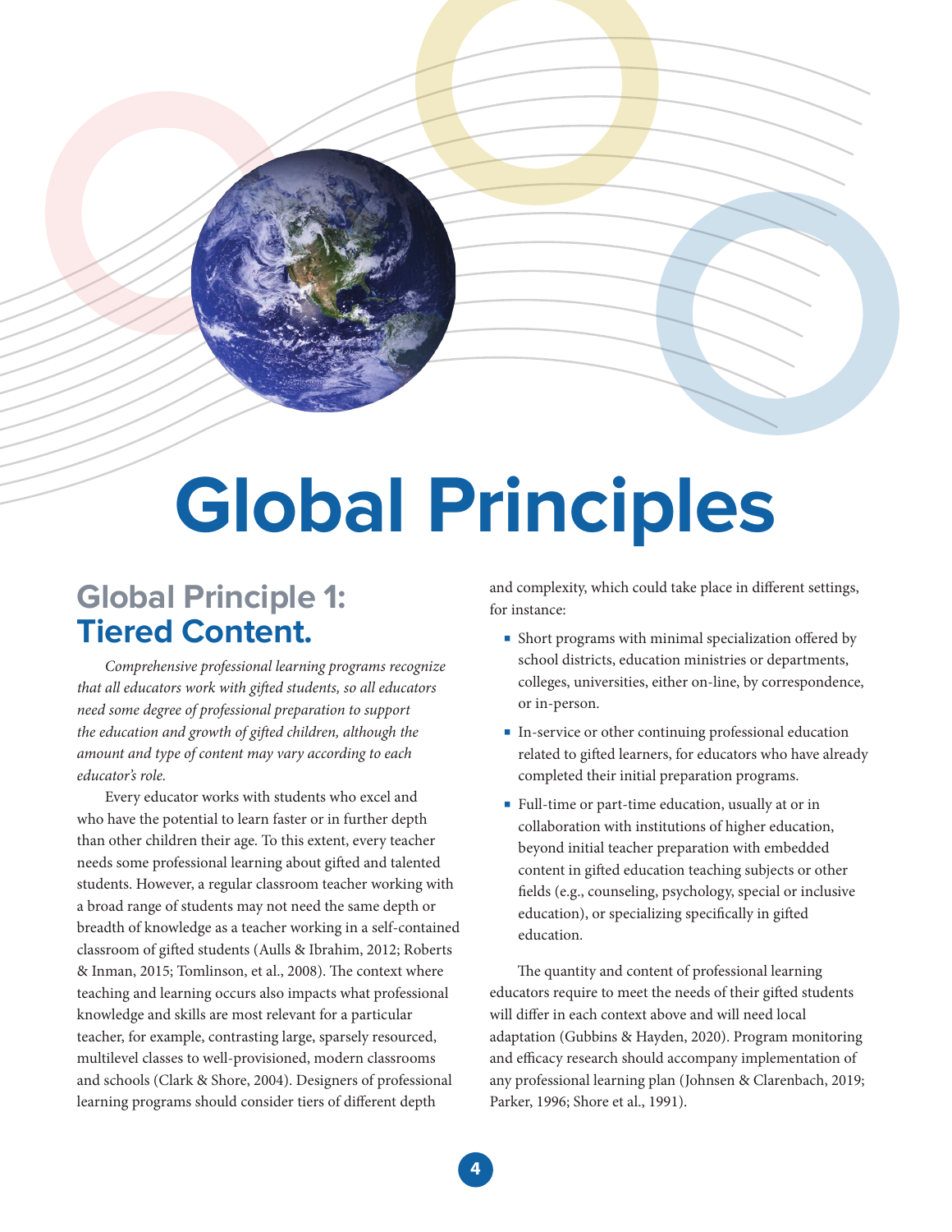# Global Principles

## Global Principle 1: Tiered Content.

*Comprehensive professional learning programs recognize that all educators work with gifted students, so all educators need some degree of professional preparation to support the education and growth of gifted children, although the amount and type of content may vary according to each educator's role.*

Every educator works with students who excel and who have the potential to learn faster or in further depth than other children their age. To this extent, every teacher needs some professional learning about gifted and talented students. However, a regular classroom teacher working with a broad range of students may not need the same depth or breadth of knowledge as a teacher working in a self-contained classroom of gifted students (Aulls & Ibrahim, 2012; Roberts & Inman, 2015; Tomlinson, et al., 2008). The context where teaching and learning occurs also impacts what professional knowledge and skills are most relevant for a particular teacher, for example, contrasting large, sparsely resourced, multilevel classes to well-provisioned, modern classrooms and schools (Clark & Shore, 2004). Designers of professional learning programs should consider tiers of different depth and complexity, which could take place in different settings, for instance:

- Short programs with minimal specialization offered by school districts, education ministries or departments, colleges, universities, either on-line, by correspondence, or in-person.
- In-service or other continuing professional education related to gifted learners, for educators who have already completed their initial preparation programs.
- Full-time or part-time education, usually at or in collaboration with institutions of higher education, beyond initial teacher preparation with embedded content in gifted education teaching subjects or other fields (e.g., counseling, psychology, special or inclusive education), or specializing specifically in gifted education.

The quantity and content of professional learning educators require to meet the needs of their gifted students will differ in each context above and will need local adaptation (Gubbins & Hayden, 2020). Program monitoring and efficacy research should accompany implementation of any professional learning plan (Johnsen & Clarenbach, 2019; Parker, 1996; Shore et al., 1991).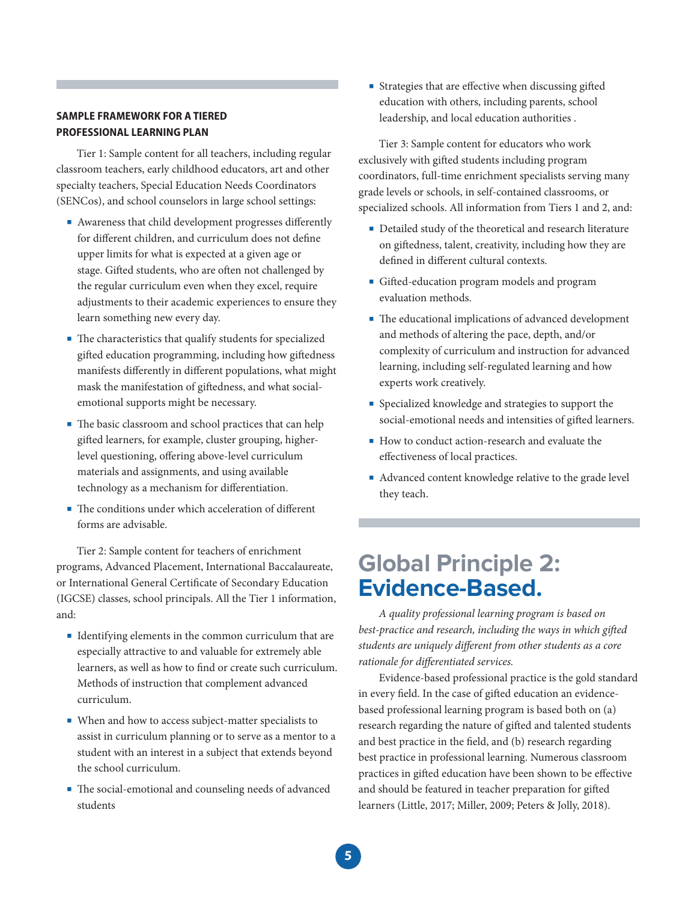### SAMPLE FRAMEWORK FOR A TIERED PROFESSIONAL LEARNING PLAN

Tier 1: Sample content for all teachers, including regular classroom teachers, early childhood educators, art and other specialty teachers, Special Education Needs Coordinators (SENCos), and school counselors in large school settings:

- Awareness that child development progresses differently for different children, and curriculum does not define upper limits for what is expected at a given age or stage. Gifted students, who are often not challenged by the regular curriculum even when they excel, require adjustments to their academic experiences to ensure they learn something new every day.
- The characteristics that qualify students for specialized gifted education programming, including how giftedness manifests differently in different populations, what might mask the manifestation of giftedness, and what social-emotional supports might be necessary.
- The basic classroom and school practices that can help gifted learners, for example, cluster grouping, higher-level questioning, offering above-level curriculum materials and assignments, and using available technology as a mechanism for differentiation.
- The conditions under which acceleration of different forms are advisable.

Tier 2: Sample content for teachers of enrichment programs, Advanced Placement, International Baccalaureate, or International General Certificate of Secondary Education (IGCSE) classes, school principals. All the Tier 1 information, and:

- Identifying elements in the common curriculum that are especially attractive to and valuable for extremely able learners, as well as how to find or create such curriculum. Methods of instruction that complement advanced curriculum.
- When and how to access subject-matter specialists to assist in curriculum planning or to serve as a mentor to a student with an interest in a subject that extends beyond the school curriculum.
- The social-emotional and counseling needs of advanced students
- Strategies that are effective when discussing gifted education with others, including parents, school leadership, and local education authorities .

Tier 3: Sample content for educators who work exclusively with gifted students including program coordinators, full-time enrichment specialists serving many grade levels or schools, in self-contained classrooms, or specialized schools. All information from Tiers 1 and 2, and:

- Detailed study of the theoretical and research literature on giftedness, talent, creativity, including how they are defined in different cultural contexts.
- Gifted-education program models and program evaluation methods.
- The educational implications of advanced development and methods of altering the pace, depth, and/or complexity of curriculum and instruction for advanced learning, including self-regulated learning and how experts work creatively.
- Specialized knowledge and strategies to support the social-emotional needs and intensities of gifted learners.
- How to conduct action-research and evaluate the effectiveness of local practices.
- Advanced content knowledge relative to the grade level they teach.

# Global Principle 2: Evidence-Based.

*A quality professional learning program is based on best-practice and research, including the ways in which gifted students are uniquely different from other students as a core rationale for differentiated services.*

Evidence-based professional practice is the gold standard in every field. In the case of gifted education an evidence-based professional learning program is based both on (a) research regarding the nature of gifted and talented students and best practice in the field, and (b) research regarding best practice in professional learning. Numerous classroom practices in gifted education have been shown to be effective and should be featured in teacher preparation for gifted learners (Little, 2017; Miller, 2009; Peters & Jolly, 2018).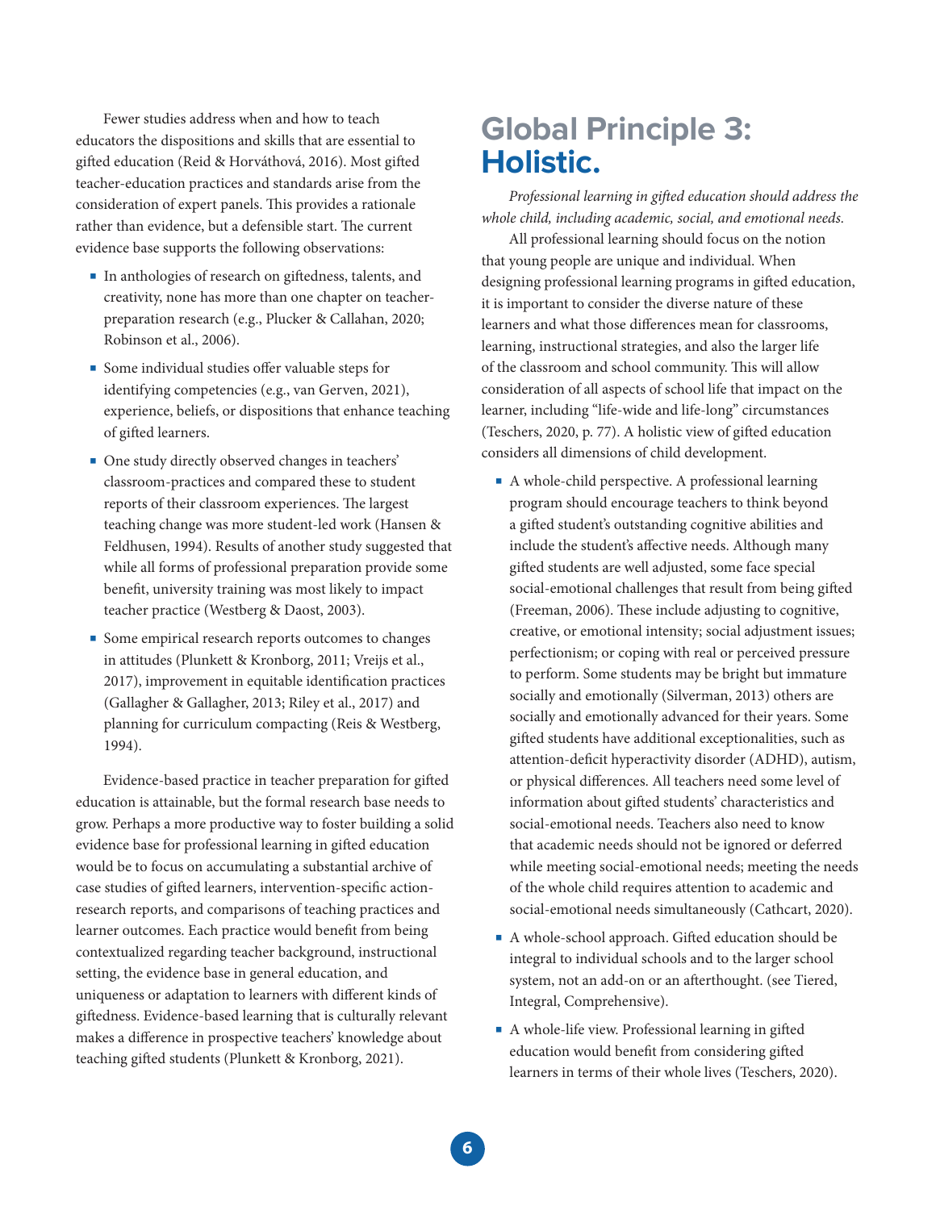Fewer studies address when and how to teach educators the dispositions and skills that are essential to gifted education (Reid & Horváthová, 2016). Most gifted teacher-education practices and standards arise from the consideration of expert panels. This provides a rationale rather than evidence, but a defensible start. The current evidence base supports the following observations:

- In anthologies of research on giftedness, talents, and creativity, none has more than one chapter on teacher-preparation research (e.g., Plucker & Callahan, 2020; Robinson et al., 2006).
- Some individual studies offer valuable steps for identifying competencies (e.g., van Gerven, 2021), experience, beliefs, or dispositions that enhance teaching of gifted learners.
- One study directly observed changes in teachers' classroom-practices and compared these to student reports of their classroom experiences. The largest teaching change was more student-led work (Hansen & Feldhusen, 1994). Results of another study suggested that while all forms of professional preparation provide some benefit, university training was most likely to impact teacher practice (Westberg & Daost, 2003).
- Some empirical research reports outcomes to changes in attitudes (Plunkett & Kronborg, 2011; Vreijs et al., 2017), improvement in equitable identification practices (Gallagher & Gallagher, 2013; Riley et al., 2017) and planning for curriculum compacting (Reis & Westberg, 1994).

Evidence-based practice in teacher preparation for gifted education is attainable, but the formal research base needs to grow. Perhaps a more productive way to foster building a solid evidence base for professional learning in gifted education would be to focus on accumulating a substantial archive of case studies of gifted learners, intervention-specific action-research reports, and comparisons of teaching practices and learner outcomes. Each practice would benefit from being contextualized regarding teacher background, instructional setting, the evidence base in general education, and uniqueness or adaptation to learners with different kinds of giftedness. Evidence-based learning that is culturally relevant makes a difference in prospective teachers' knowledge about teaching gifted students (Plunkett & Kronborg, 2021).

## Global Principle 3: **Holistic.**

*Professional learning in gifted education should address the whole child, including academic, social, and emotional needs.*

All professional learning should focus on the notion that young people are unique and individual. When designing professional learning programs in gifted education, it is important to consider the diverse nature of these learners and what those differences mean for classrooms, learning, instructional strategies, and also the larger life of the classroom and school community. This will allow consideration of all aspects of school life that impact on the learner, including "life-wide and life-long" circumstances (Teschers, 2020, p. 77). A holistic view of gifted education considers all dimensions of child development.

- A whole-child perspective. A professional learning program should encourage teachers to think beyond a gifted student's outstanding cognitive abilities and include the student's affective needs. Although many gifted students are well adjusted, some face special social-emotional challenges that result from being gifted (Freeman, 2006). These include adjusting to cognitive, creative, or emotional intensity; social adjustment issues; perfectionism; or coping with real or perceived pressure to perform. Some students may be bright but immature socially and emotionally (Silverman, 2013) others are socially and emotionally advanced for their years. Some gifted students have additional exceptionalities, such as attention-deficit hyperactivity disorder (ADHD), autism, or physical differences. All teachers need some level of information about gifted students' characteristics and social-emotional needs. Teachers also need to know that academic needs should not be ignored or deferred while meeting social-emotional needs; meeting the needs of the whole child requires attention to academic and social-emotional needs simultaneously (Cathcart, 2020).
- A whole-school approach. Gifted education should be integral to individual schools and to the larger school system, not an add-on or an afterthought. (see Tiered, Integral, Comprehensive).
- A whole-life view. Professional learning in gifted education would benefit from considering gifted learners in terms of their whole lives (Teschers, 2020).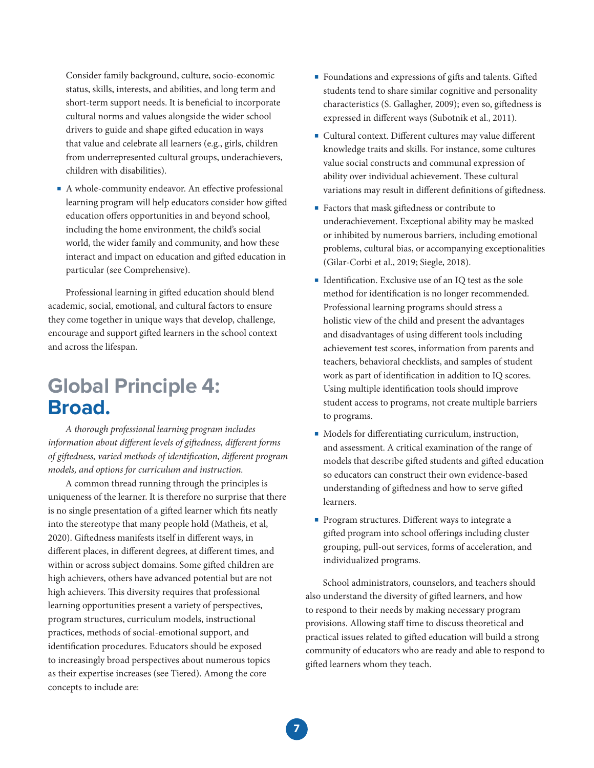Consider family background, culture, socio-economic status, skills, interests, and abilities, and long term and short-term support needs. It is beneficial to incorporate cultural norms and values alongside the wider school drivers to guide and shape gifted education in ways that value and celebrate all learners (e.g., girls, children from underrepresented cultural groups, underachievers, children with disabilities).

- A whole-community endeavor. An effective professional learning program will help educators consider how gifted education offers opportunities in and beyond school, including the home environment, the child's social world, the wider family and community, and how these interact and impact on education and gifted education in particular (see Comprehensive).

Professional learning in gifted education should blend academic, social, emotional, and cultural factors to ensure they come together in unique ways that develop, challenge, encourage and support gifted learners in the school context and across the lifespan.

## Global Principle 4: **Broad.**

*A thorough professional learning program includes information about different levels of giftedness, different forms of giftedness, varied methods of identification, different program models, and options for curriculum and instruction.*

A common thread running through the principles is uniqueness of the learner. It is therefore no surprise that there is no single presentation of a gifted learner which fits neatly into the stereotype that many people hold (Matheis, et al, 2020). Giftedness manifests itself in different ways, in different places, in different degrees, at different times, and within or across subject domains. Some gifted children are high achievers, others have advanced potential but are not high achievers. This diversity requires that professional learning opportunities present a variety of perspectives, program structures, curriculum models, instructional practices, methods of social-emotional support, and identification procedures. Educators should be exposed to increasingly broad perspectives about numerous topics as their expertise increases (see Tiered). Among the core concepts to include are:

- Foundations and expressions of gifts and talents. Gifted students tend to share similar cognitive and personality characteristics (S. Gallagher, 2009); even so, giftedness is expressed in different ways (Subotnik et al., 2011).
- Cultural context. Different cultures may value different knowledge traits and skills. For instance, some cultures value social constructs and communal expression of ability over individual achievement. These cultural variations may result in different definitions of giftedness.
- Factors that mask giftedness or contribute to underachievement. Exceptional ability may be masked or inhibited by numerous barriers, including emotional problems, cultural bias, or accompanying exceptionalities (Gilar-Corbi et al., 2019; Siegle, 2018).
- Identification. Exclusive use of an IQ test as the sole method for identification is no longer recommended. Professional learning programs should stress a holistic view of the child and present the advantages and disadvantages of using different tools including achievement test scores, information from parents and teachers, behavioral checklists, and samples of student work as part of identification in addition to IQ scores. Using multiple identification tools should improve student access to programs, not create multiple barriers to programs.
- Models for differentiating curriculum, instruction, and assessment. A critical examination of the range of models that describe gifted students and gifted education so educators can construct their own evidence-based understanding of giftedness and how to serve gifted learners.
- Program structures. Different ways to integrate a gifted program into school offerings including cluster grouping, pull-out services, forms of acceleration, and individualized programs.

School administrators, counselors, and teachers should also understand the diversity of gifted learners, and how to respond to their needs by making necessary program provisions. Allowing staff time to discuss theoretical and practical issues related to gifted education will build a strong community of educators who are ready and able to respond to gifted learners whom they teach.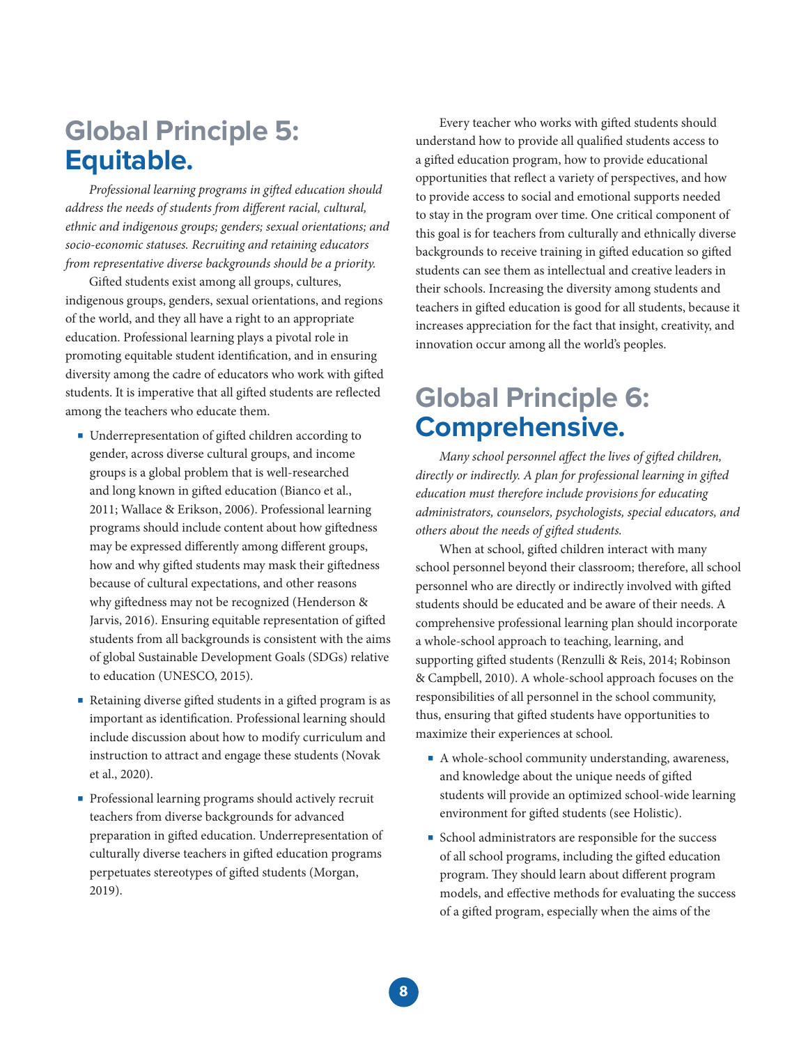## Global Principle 5: **Equitable.**

*Professional learning programs in gifted education should address the needs of students from different racial, cultural, ethnic and indigenous groups; genders; sexual orientations; and socio-economic statuses. Recruiting and retaining educators from representative diverse backgrounds should be a priority.*

Gifted students exist among all groups, cultures, indigenous groups, genders, sexual orientations, and regions of the world, and they all have a right to an appropriate education. Professional learning plays a pivotal role in promoting equitable student identification, and in ensuring diversity among the cadre of educators who work with gifted students. It is imperative that all gifted students are reflected among the teachers who educate them.

- Underrepresentation of gifted children according to gender, across diverse cultural groups, and income groups is a global problem that is well-researched and long known in gifted education (Bianco et al., 2011; Wallace & Erikson, 2006). Professional learning programs should include content about how giftedness may be expressed differently among different groups, how and why gifted students may mask their giftedness because of cultural expectations, and other reasons why giftedness may not be recognized (Henderson & Jarvis, 2016). Ensuring equitable representation of gifted students from all backgrounds is consistent with the aims of global Sustainable Development Goals (SDGs) relative to education (UNESCO, 2015).
- Retaining diverse gifted students in a gifted program is as important as identification. Professional learning should include discussion about how to modify curriculum and instruction to attract and engage these students (Novak et al., 2020).
- Professional learning programs should actively recruit teachers from diverse backgrounds for advanced preparation in gifted education. Underrepresentation of culturally diverse teachers in gifted education programs perpetuates stereotypes of gifted students (Morgan, 2019).

Every teacher who works with gifted students should understand how to provide all qualified students access to a gifted education program, how to provide educational opportunities that reflect a variety of perspectives, and how to provide access to social and emotional supports needed to stay in the program over time. One critical component of this goal is for teachers from culturally and ethnically diverse backgrounds to receive training in gifted education so gifted students can see them as intellectual and creative leaders in their schools. Increasing the diversity among students and teachers in gifted education is good for all students, because it increases appreciation for the fact that insight, creativity, and innovation occur among all the world's peoples.

## Global Principle 6: **Comprehensive.**

*Many school personnel affect the lives of gifted children, directly or indirectly. A plan for professional learning in gifted education must therefore include provisions for educating administrators, counselors, psychologists, special educators, and others about the needs of gifted students.*

When at school, gifted children interact with many school personnel beyond their classroom; therefore, all school personnel who are directly or indirectly involved with gifted students should be educated and be aware of their needs. A comprehensive professional learning plan should incorporate a whole-school approach to teaching, learning, and supporting gifted students (Renzulli & Reis, 2014; Robinson & Campbell, 2010). A whole-school approach focuses on the responsibilities of all personnel in the school community, thus, ensuring that gifted students have opportunities to maximize their experiences at school.

- A whole-school community understanding, awareness, and knowledge about the unique needs of gifted students will provide an optimized school-wide learning environment for gifted students (see Holistic).
- School administrators are responsible for the success of all school programs, including the gifted education program. They should learn about different program models, and effective methods for evaluating the success of a gifted program, especially when the aims of the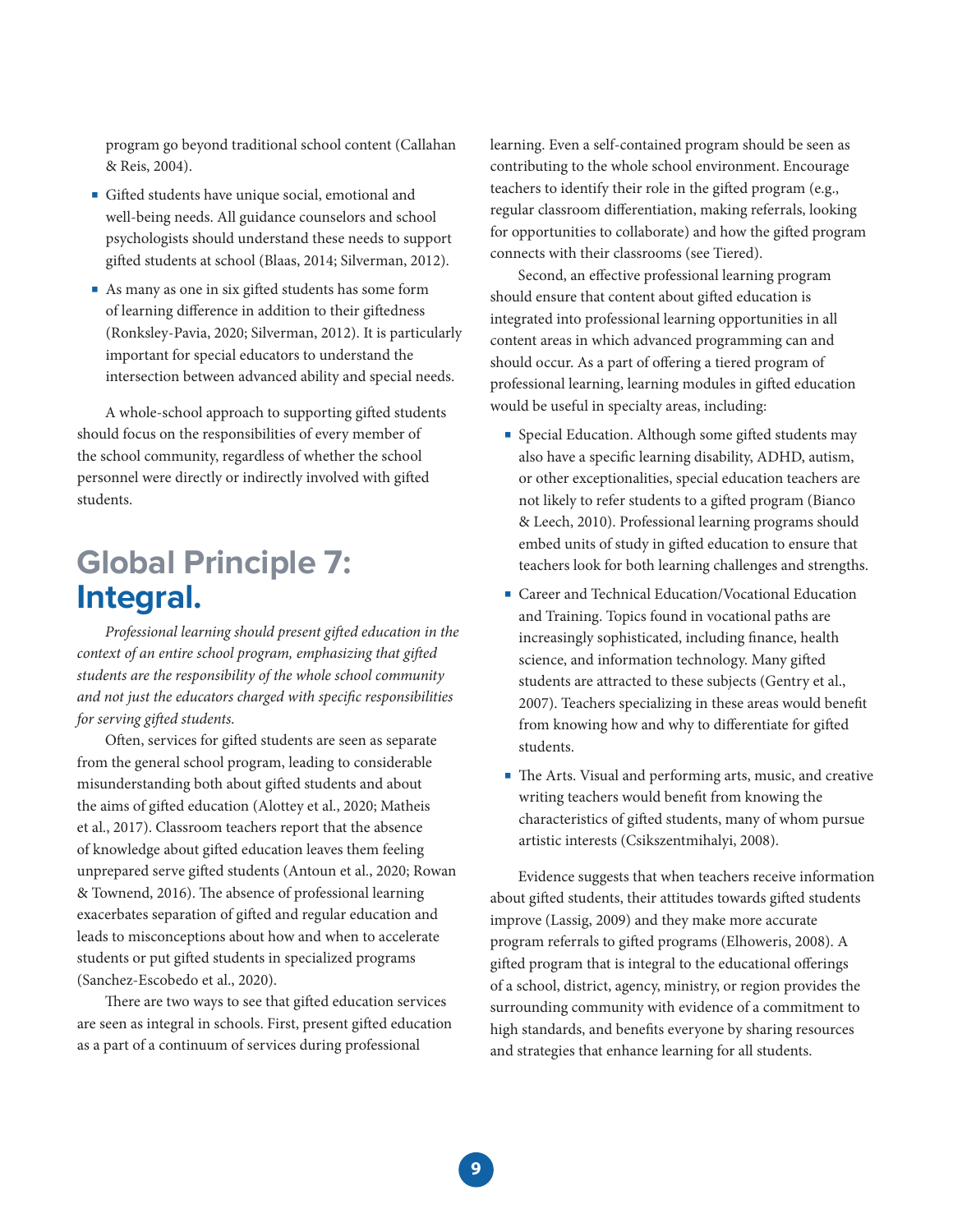program go beyond traditional school content (Callahan & Reis, 2004).

- Gifted students have unique social, emotional and well-being needs. All guidance counselors and school psychologists should understand these needs to support gifted students at school (Blaas, 2014; Silverman, 2012).
- As many as one in six gifted students has some form of learning difference in addition to their giftedness (Ronksley-Pavia, 2020; Silverman, 2012). It is particularly important for special educators to understand the intersection between advanced ability and special needs.

A whole-school approach to supporting gifted students should focus on the responsibilities of every member of the school community, regardless of whether the school personnel were directly or indirectly involved with gifted students.

## Global Principle 7: **Integral.**

*Professional learning should present gifted education in the context of an entire school program, emphasizing that gifted students are the responsibility of the whole school community and not just the educators charged with specific responsibilities for serving gifted students.*

Often, services for gifted students are seen as separate from the general school program, leading to considerable misunderstanding both about gifted students and about the aims of gifted education (Alottey et al., 2020; Matheis et al., 2017). Classroom teachers report that the absence of knowledge about gifted education leaves them feeling unprepared serve gifted students (Antoun et al., 2020; Rowan & Townend, 2016). The absence of professional learning exacerbates separation of gifted and regular education and leads to misconceptions about how and when to accelerate students or put gifted students in specialized programs (Sanchez-Escobedo et al., 2020).

There are two ways to see that gifted education services are seen as integral in schools. First, present gifted education as a part of a continuum of services during professional learning. Even a self-contained program should be seen as contributing to the whole school environment. Encourage teachers to identify their role in the gifted program (e.g., regular classroom differentiation, making referrals, looking for opportunities to collaborate) and how the gifted program connects with their classrooms (see Tiered).

Second, an effective professional learning program should ensure that content about gifted education is integrated into professional learning opportunities in all content areas in which advanced programming can and should occur. As a part of offering a tiered program of professional learning, learning modules in gifted education would be useful in specialty areas, including:

- Special Education. Although some gifted students may also have a specific learning disability, ADHD, autism, or other exceptionalities, special education teachers are not likely to refer students to a gifted program (Bianco & Leech, 2010). Professional learning programs should embed units of study in gifted education to ensure that teachers look for both learning challenges and strengths.
- Career and Technical Education/Vocational Education and Training. Topics found in vocational paths are increasingly sophisticated, including finance, health science, and information technology. Many gifted students are attracted to these subjects (Gentry et al., 2007). Teachers specializing in these areas would benefit from knowing how and why to differentiate for gifted students.
- The Arts. Visual and performing arts, music, and creative writing teachers would benefit from knowing the characteristics of gifted students, many of whom pursue artistic interests (Csikszentmihalyi, 2008).

Evidence suggests that when teachers receive information about gifted students, their attitudes towards gifted students improve (Lassig, 2009) and they make more accurate program referrals to gifted programs (Elhoweris, 2008). A gifted program that is integral to the educational offerings of a school, district, agency, ministry, or region provides the surrounding community with evidence of a commitment to high standards, and benefits everyone by sharing resources and strategies that enhance learning for all students.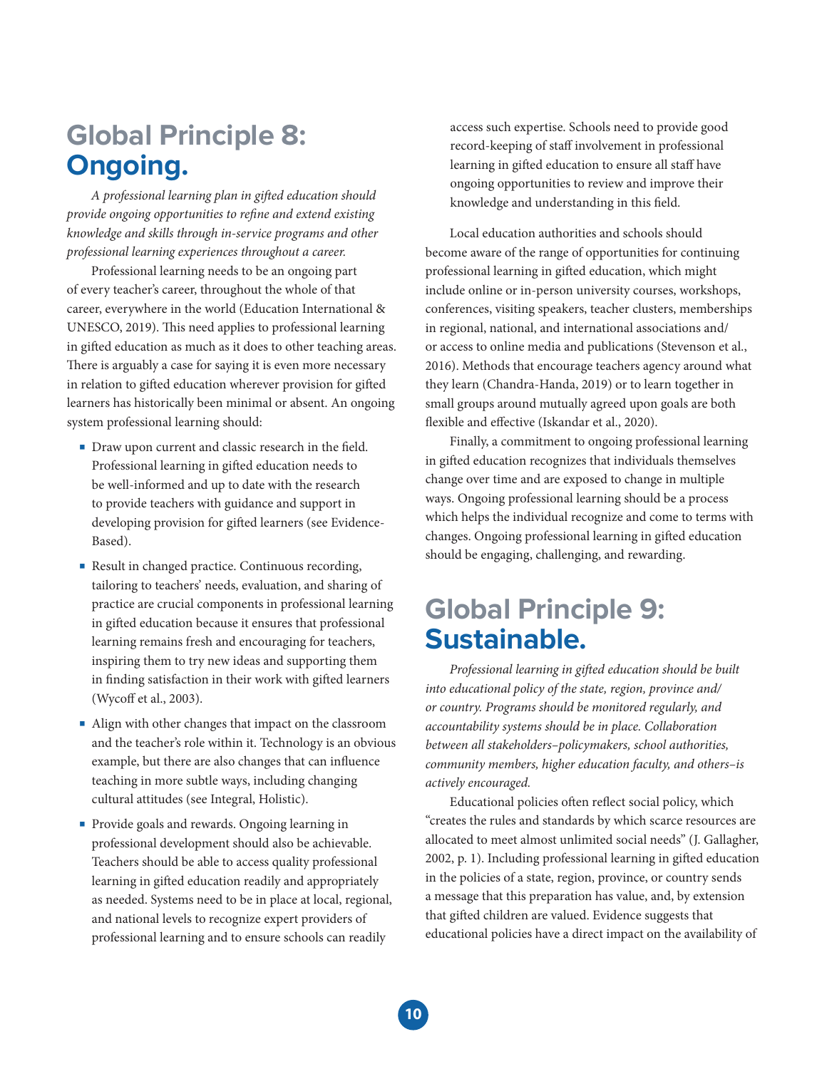## Global Principle 8: **Ongoing.**

*A professional learning plan in gifted education should provide ongoing opportunities to refine and extend existing knowledge and skills through in-service programs and other professional learning experiences throughout a career.*

Professional learning needs to be an ongoing part of every teacher's career, throughout the whole of that career, everywhere in the world (Education International & UNESCO, 2019). This need applies to professional learning in gifted education as much as it does to other teaching areas. There is arguably a case for saying it is even more necessary in relation to gifted education wherever provision for gifted learners has historically been minimal or absent. An ongoing system professional learning should:

- Draw upon current and classic research in the field. Professional learning in gifted education needs to be well-informed and up to date with the research to provide teachers with guidance and support in developing provision for gifted learners (see Evidence-Based).
- Result in changed practice. Continuous recording, tailoring to teachers' needs, evaluation, and sharing of practice are crucial components in professional learning in gifted education because it ensures that professional learning remains fresh and encouraging for teachers, inspiring them to try new ideas and supporting them in finding satisfaction in their work with gifted learners (Wycoff et al., 2003).
- Align with other changes that impact on the classroom and the teacher's role within it. Technology is an obvious example, but there are also changes that can influence teaching in more subtle ways, including changing cultural attitudes (see Integral, Holistic).
- Provide goals and rewards. Ongoing learning in professional development should also be achievable. Teachers should be able to access quality professional learning in gifted education readily and appropriately as needed. Systems need to be in place at local, regional, and national levels to recognize expert providers of professional learning and to ensure schools can readily access such expertise. Schools need to provide good record-keeping of staff involvement in professional learning in gifted education to ensure all staff have ongoing opportunities to review and improve their knowledge and understanding in this field.

Local education authorities and schools should become aware of the range of opportunities for continuing professional learning in gifted education, which might include online or in-person university courses, workshops, conferences, visiting speakers, teacher clusters, memberships in regional, national, and international associations and/or access to online media and publications (Stevenson et al., 2016). Methods that encourage teachers agency around what they learn (Chandra-Handa, 2019) or to learn together in small groups around mutually agreed upon goals are both flexible and effective (Iskandar et al., 2020).

Finally, a commitment to ongoing professional learning in gifted education recognizes that individuals themselves change over time and are exposed to change in multiple ways. Ongoing professional learning should be a process which helps the individual recognize and come to terms with changes. Ongoing professional learning in gifted education should be engaging, challenging, and rewarding.

## Global Principle 9: **Sustainable.**

*Professional learning in gifted education should be built into educational policy of the state, region, province and/or country. Programs should be monitored regularly, and accountability systems should be in place. Collaboration between all stakeholders–policymakers, school authorities, community members, higher education faculty, and others–is actively encouraged.*

Educational policies often reflect social policy, which "creates the rules and standards by which scarce resources are allocated to meet almost unlimited social needs" (J. Gallagher, 2002, p. 1). Including professional learning in gifted education in the policies of a state, region, province, or country sends a message that this preparation has value, and, by extension that gifted children are valued. Evidence suggests that educational policies have a direct impact on the availability of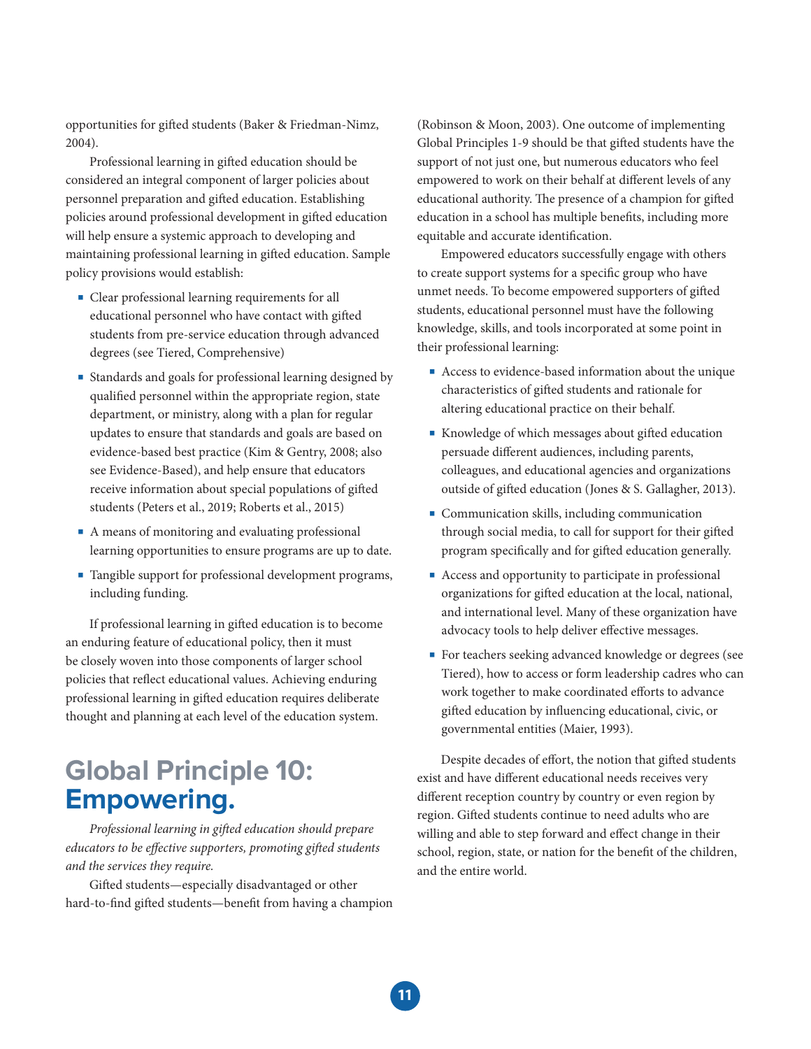opportunities for gifted students (Baker & Friedman-Nimz, 2004).

Professional learning in gifted education should be considered an integral component of larger policies about personnel preparation and gifted education. Establishing policies around professional development in gifted education will help ensure a systemic approach to developing and maintaining professional learning in gifted education. Sample policy provisions would establish:

- Clear professional learning requirements for all educational personnel who have contact with gifted students from pre-service education through advanced degrees (see Tiered, Comprehensive)
- Standards and goals for professional learning designed by qualified personnel within the appropriate region, state department, or ministry, along with a plan for regular updates to ensure that standards and goals are based on evidence-based best practice (Kim & Gentry, 2008; also see Evidence-Based), and help ensure that educators receive information about special populations of gifted students (Peters et al., 2019; Roberts et al., 2015)
- A means of monitoring and evaluating professional learning opportunities to ensure programs are up to date.
- Tangible support for professional development programs, including funding.

If professional learning in gifted education is to become an enduring feature of educational policy, then it must be closely woven into those components of larger school policies that reflect educational values. Achieving enduring professional learning in gifted education requires deliberate thought and planning at each level of the education system.

## Global Principle 10: **Empowering.**

*Professional learning in gifted education should prepare educators to be effective supporters, promoting gifted students and the services they require.*

Gifted students—especially disadvantaged or other hard-to-find gifted students—benefit from having a champion (Robinson & Moon, 2003). One outcome of implementing Global Principles 1-9 should be that gifted students have the support of not just one, but numerous educators who feel empowered to work on their behalf at different levels of any educational authority. The presence of a champion for gifted education in a school has multiple benefits, including more equitable and accurate identification.

Empowered educators successfully engage with others to create support systems for a specific group who have unmet needs. To become empowered supporters of gifted students, educational personnel must have the following knowledge, skills, and tools incorporated at some point in their professional learning:

- Access to evidence-based information about the unique characteristics of gifted students and rationale for altering educational practice on their behalf.
- Knowledge of which messages about gifted education persuade different audiences, including parents, colleagues, and educational agencies and organizations outside of gifted education (Jones & S. Gallagher, 2013).
- Communication skills, including communication through social media, to call for support for their gifted program specifically and for gifted education generally.
- Access and opportunity to participate in professional organizations for gifted education at the local, national, and international level. Many of these organization have advocacy tools to help deliver effective messages.
- For teachers seeking advanced knowledge or degrees (see Tiered), how to access or form leadership cadres who can work together to make coordinated efforts to advance gifted education by influencing educational, civic, or governmental entities (Maier, 1993).

Despite decades of effort, the notion that gifted students exist and have different educational needs receives very different reception country by country or even region by region. Gifted students continue to need adults who are willing and able to step forward and effect change in their school, region, state, or nation for the benefit of the children, and the entire world.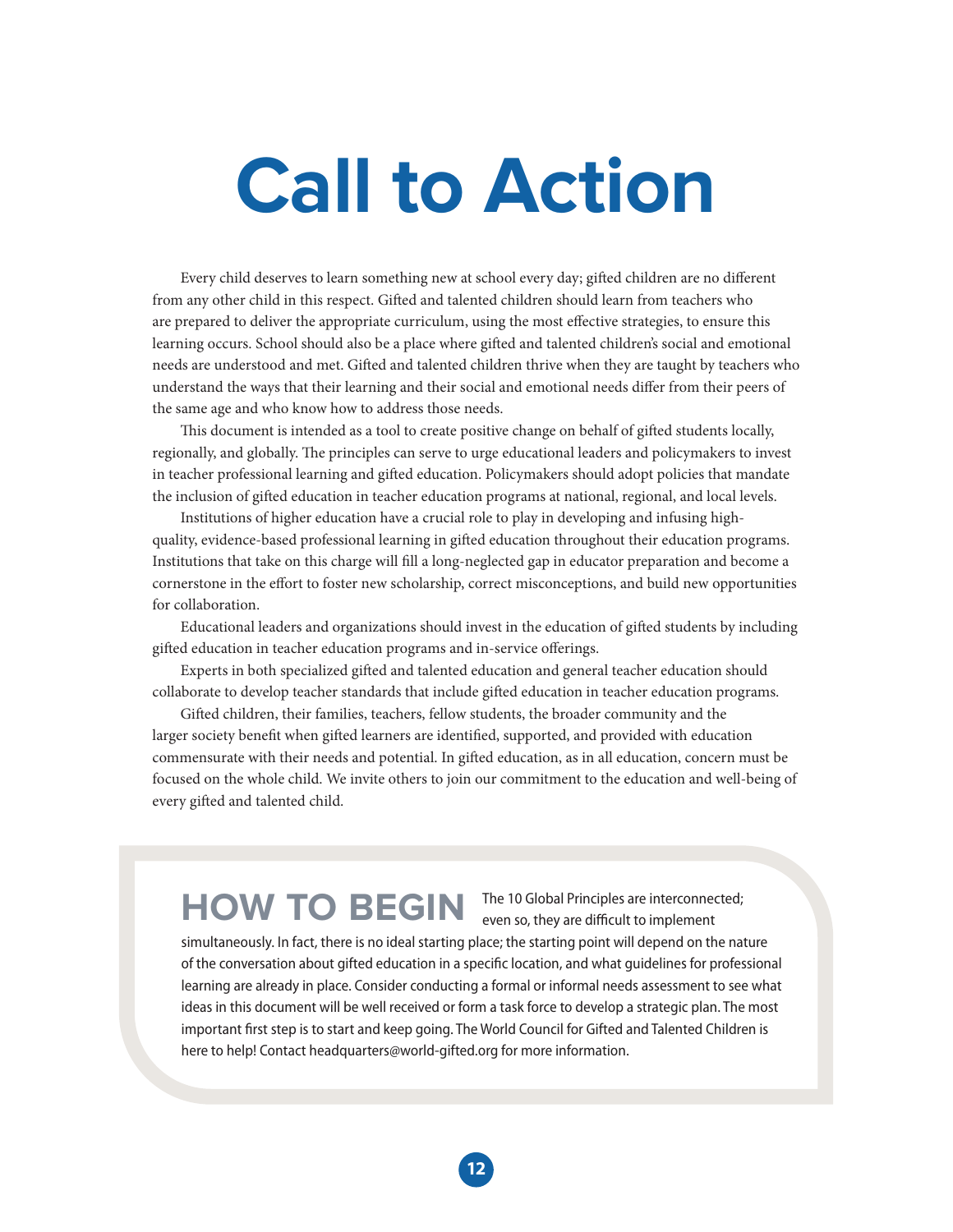# Call to Action

Every child deserves to learn something new at school every day; gifted children are no different from any other child in this respect. Gifted and talented children should learn from teachers who are prepared to deliver the appropriate curriculum, using the most effective strategies, to ensure this learning occurs. School should also be a place where gifted and talented children's social and emotional needs are understood and met. Gifted and talented children thrive when they are taught by teachers who understand the ways that their learning and their social and emotional needs differ from their peers of the same age and who know how to address those needs.

This document is intended as a tool to create positive change on behalf of gifted students locally, regionally, and globally. The principles can serve to urge educational leaders and policymakers to invest in teacher professional learning and gifted education. Policymakers should adopt policies that mandate the inclusion of gifted education in teacher education programs at national, regional, and local levels.

Institutions of higher education have a crucial role to play in developing and infusing high-quality, evidence-based professional learning in gifted education throughout their education programs. Institutions that take on this charge will fill a long-neglected gap in educator preparation and become a cornerstone in the effort to foster new scholarship, correct misconceptions, and build new opportunities for collaboration.

Educational leaders and organizations should invest in the education of gifted students by including gifted education in teacher education programs and in-service offerings.

Experts in both specialized gifted and talented education and general teacher education should collaborate to develop teacher standards that include gifted education in teacher education programs.

Gifted children, their families, teachers, fellow students, the broader community and the larger society benefit when gifted learners are identified, supported, and provided with education commensurate with their needs and potential. In gifted education, as in all education, concern must be focused on the whole child. We invite others to join our commitment to the education and well-being of every gifted and talented child.

## HOW TO BEGIN

The 10 Global Principles are interconnected; even so, they are difficult to implement simultaneously. In fact, there is no ideal starting place; the starting point will depend on the nature of the conversation about gifted education in a specific location, and what guidelines for professional learning are already in place. Consider conducting a formal or informal needs assessment to see what ideas in this document will be well received or form a task force to develop a strategic plan. The most important first step is to start and keep going. The World Council for Gifted and Talented Children is here to help! Contact headquarters@world-gifted.org for more information.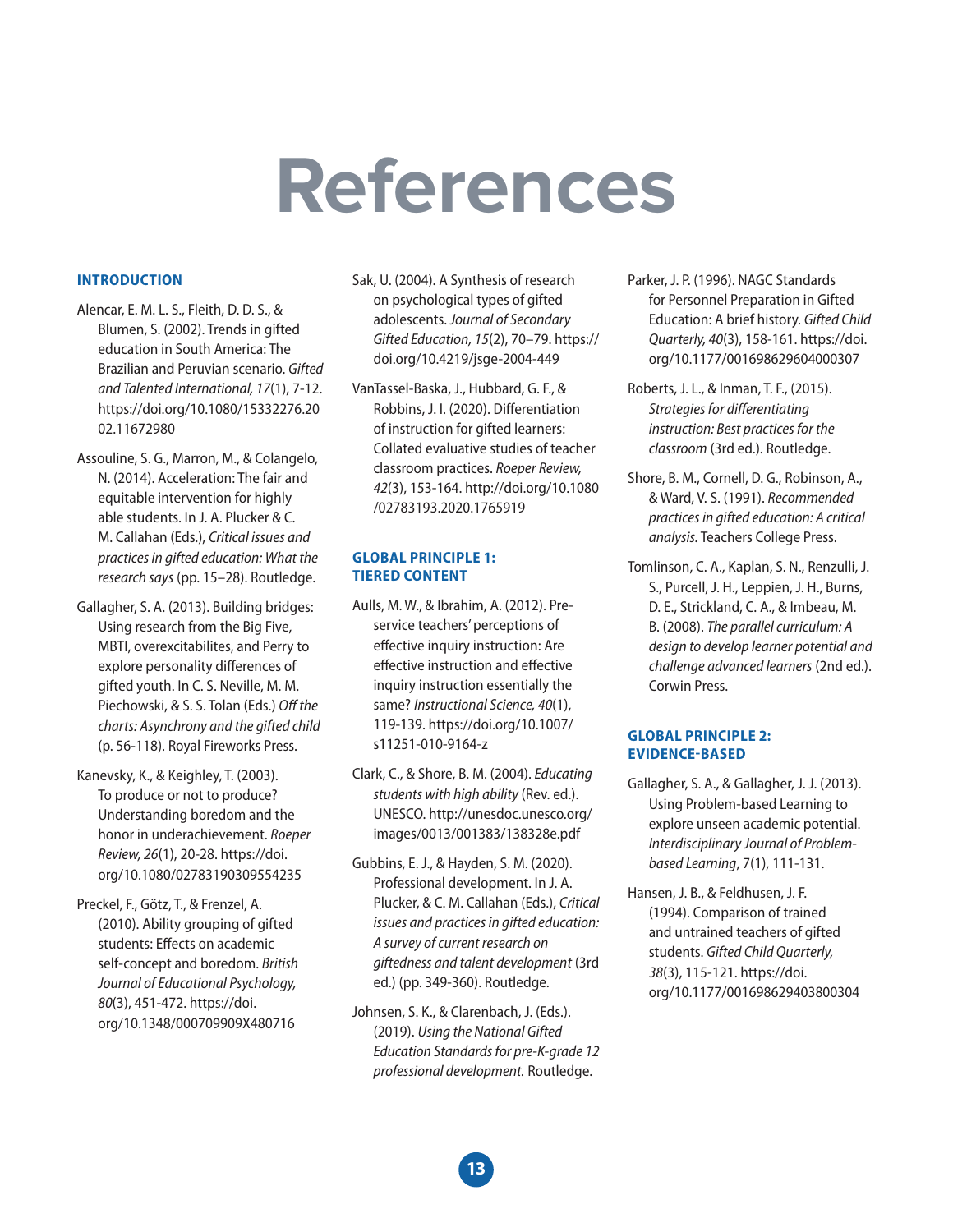# References

## INTRODUCTION

Alencar, E. M. L. S., Fleith, D. D. S., & Blumen, S. (2002). Trends in gifted education in South America: The Brazilian and Peruvian scenario. *Gifted and Talented International, 17*(1), 7-12. https://doi.org/10.1080/15332276.2002.11672980

Assouline, S. G., Marron, M., & Colangelo, N. (2014). Acceleration: The fair and equitable intervention for highly able students. In J. A. Plucker & C. M. Callahan (Eds.), *Critical issues and practices in gifted education: What the research says* (pp. 15–28). Routledge.

Gallagher, S. A. (2013). Building bridges: Using research from the Big Five, MBTI, overexcitabilites, and Perry to explore personality differences of gifted youth. In C. S. Neville, M. M. Piechowski, & S. S. Tolan (Eds.) *Off the charts: Asynchrony and the gifted child* (p. 56-118). Royal Fireworks Press.

Kanevsky, K., & Keighley, T. (2003). To produce or not to produce? Understanding boredom and the honor in underachievement. *Roeper Review, 26*(1), 20-28. https://doi.org/10.1080/02783190309554235

Preckel, F., Götz, T., & Frenzel, A. (2010). Ability grouping of gifted students: Effects on academic self-concept and boredom. *British Journal of Educational Psychology, 80*(3), 451-472. https://doi.org/10.1348/000709909X480716

Sak, U. (2004). A Synthesis of research on psychological types of gifted adolescents. *Journal of Secondary Gifted Education, 15*(2), 70–79. https://doi.org/10.4219/jsge-2004-449

VanTassel-Baska, J., Hubbard, G. F., & Robbins, J. I. (2020). Differentiation of instruction for gifted learners: Collated evaluative studies of teacher classroom practices. *Roeper Review, 42*(3), 153-164. http://doi.org/10.1080/02783193.2020.1765919

## GLOBAL PRINCIPLE 1: TIERED CONTENT

Aulls, M. W., & Ibrahim, A. (2012). Pre-service teachers' perceptions of effective inquiry instruction: Are effective instruction and effective inquiry instruction essentially the same? *Instructional Science, 40*(1), 119-139. https://doi.org/10.1007/s11251-010-9164-z

Clark, C., & Shore, B. M. (2004). *Educating students with high ability* (Rev. ed.). UNESCO. http://unesdoc.unesco.org/images/0013/001383/138328e.pdf

Gubbins, E. J., & Hayden, S. M. (2020). Professional development. In J. A. Plucker, & C. M. Callahan (Eds.), *Critical issues and practices in gifted education: A survey of current research on giftedness and talent development* (3rd ed.) (pp. 349-360). Routledge.

Johnsen, S. K., & Clarenbach, J. (Eds.). (2019). *Using the National Gifted Education Standards for pre-K-grade 12 professional development.* Routledge.

Parker, J. P. (1996). NAGC Standards for Personnel Preparation in Gifted Education: A brief history. *Gifted Child Quarterly, 40*(3), 158-161. https://doi.org/10.1177/001698629604000307

Roberts, J. L., & Inman, T. F., (2015). *Strategies for differentiating instruction: Best practices for the classroom* (3rd ed.). Routledge.

Shore, B. M., Cornell, D. G., Robinson, A., & Ward, V. S. (1991). *Recommended practices in gifted education: A critical analysis.* Teachers College Press.

Tomlinson, C. A., Kaplan, S. N., Renzulli, J. S., Purcell, J. H., Leppien, J. H., Burns, D. E., Strickland, C. A., & Imbeau, M. B. (2008). *The parallel curriculum: A design to develop learner potential and challenge advanced learners* (2nd ed.). Corwin Press.

## GLOBAL PRINCIPLE 2: EVIDENCE-BASED

Gallagher, S. A., & Gallagher, J. J. (2013). Using Problem-based Learning to explore unseen academic potential. *Interdisciplinary Journal of Problem-based Learning*, 7(1), 111-131.

Hansen, J. B., & Feldhusen, J. F. (1994). Comparison of trained and untrained teachers of gifted students. *Gifted Child Quarterly, 38*(3), 115-121. https://doi.org/10.1177/001698629403800304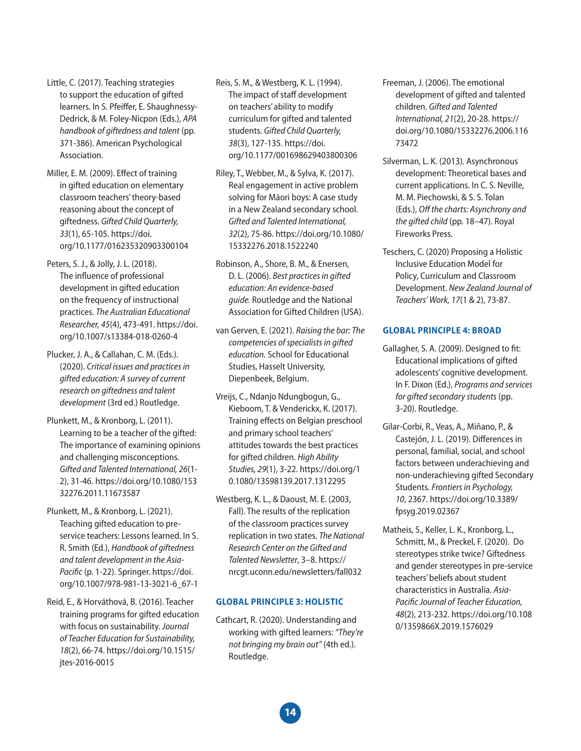Little, C. (2017). Teaching strategies to support the education of gifted learners. In S. Pfeiffer, E. Shaughnessy-Dedrick, & M. Foley-Nicpon (Eds.), *APA handbook of giftedness and talent* (pp. 371-386). American Psychological Association.

Miller, E. M. (2009). Effect of training in gifted education on elementary classroom teachers' theory-based reasoning about the concept of giftedness. *Gifted Child Quarterly, 33*(1), 65-105. https://doi.org/10.1177/016235320903300104

Peters, S. J., & Jolly, J. L. (2018). The influence of professional development in gifted education on the frequency of instructional practices. *The Australian Educational Researcher, 45*(4), 473-491. https://doi.org/10.1007/s13384-018-0260-4

Plucker, J. A., & Callahan, C. M. (Eds.). (2020). *Critical issues and practices in gifted education: A survey of current research on giftedness and talent development* (3rd ed.) Routledge.

Plunkett, M., & Kronborg, L. (2011). Learning to be a teacher of the gifted: The importance of examining opinions and challenging misconceptions. *Gifted and Talented International, 26*(1-2), 31-46. https://doi.org/10.1080/15332276.2011.11673587

Plunkett, M., & Kronborg, L. (2021). Teaching gifted education to pre-service teachers: Lessons learned. In S. R. Smith (Ed.), *Handbook of giftedness and talent development in the Asia-Pacific* (p. 1-22). Springer. https://doi.org/10.1007/978-981-13-3021-6_67-1

Reid, E., & Horváthová, B. (2016). Teacher training programs for gifted education with focus on sustainability. *Journal of Teacher Education for Sustainability, 18*(2), 66-74. https://doi.org/10.1515/jtes-2016-0015

Reis, S. M., & Westberg, K. L. (1994). The impact of staff development on teachers' ability to modify curriculum for gifted and talented students. *Gifted Child Quarterly, 38*(3), 127-135. https://doi.org/10.1177/001698629403800306

Riley, T., Webber, M., & Sylva, K. (2017). Real engagement in active problem solving for Māori boys: A case study in a New Zealand secondary school. *Gifted and Talented International, 32*(2), 75-86. https://doi.org/10.1080/15332276.2018.1522240

Robinson, A., Shore, B. M., & Enersen, D. L. (2006). *Best practices in gifted education: An evidence-based guide.* Routledge and the National Association for Gifted Children (USA).

van Gerven, E. (2021). *Raising the bar: The competencies of specialists in gifted education.* School for Educational Studies, Hasselt University, Diepenbeek, Belgium.

Vreijs, C., Ndanjo Ndungbogun, G., Kieboom, T. & Venderickx, K. (2017). Training effects on Belgian preschool and primary school teachers' attitudes towards the best practices for gifted children. *High Ability Studies, 29*(1), 3-22. https://doi.org/10.1080/13598139.2017.1312295

Westberg, K. L., & Daoust, M. E. (2003, Fall). The results of the replication of the classroom practices survey replication in two states. *The National Research Center on the Gifted and Talented Newsletter*, 3–8. https://nrcgt.uconn.edu/newsletters/fall032

### GLOBAL PRINCIPLE 3: HOLISTIC

Cathcart, R. (2020). Understanding and working with gifted learners: *"They're not bringing my brain out"* (4th ed.). Routledge.

Freeman, J. (2006). The emotional development of gifted and talented children. *Gifted and Talented International, 21*(2), 20-28. https://doi.org/10.1080/15332276.2006.11673472

Silverman, L. K. (2013). Asynchronous development: Theoretical bases and current applications. In C. S. Neville, M. M. Piechowski, & S. S. Tolan (Eds.), *Off the charts: Asynchrony and the gifted child* (pp. 18–47). Royal Fireworks Press.

Teschers, C. (2020) Proposing a Holistic Inclusive Education Model for Policy, Curriculum and Classroom Development. *New Zealand Journal of Teachers' Work, 17*(1 & 2), 73-87.

### GLOBAL PRINCIPLE 4: BROAD

Gallagher, S. A. (2009). Designed to fit: Educational implications of gifted adolescents' cognitive development. In F. Dixon (Ed.), *Programs and services for gifted secondary students* (pp. 3-20). Routledge.

Gilar-Corbi, R., Veas, A., Miñano, P., & Castejón, J. L. (2019). Differences in personal, familial, social, and school factors between underachieving and non-underachieving gifted Secondary Students. *Frontiers in Psychology, 10*, 2367. https://doi.org/10.3389/fpsyg.2019.02367

Matheis, S., Keller, L. K., Kronborg, L., Schmitt, M., & Preckel, F. (2020). Do stereotypes strike twice? Giftedness and gender stereotypes in pre-service teachers' beliefs about student characteristics in Australia. *Asia-Pacific Journal of Teacher Education, 48*(2), 213-232. https://doi.org/10.1080/1359866X.2019.1576029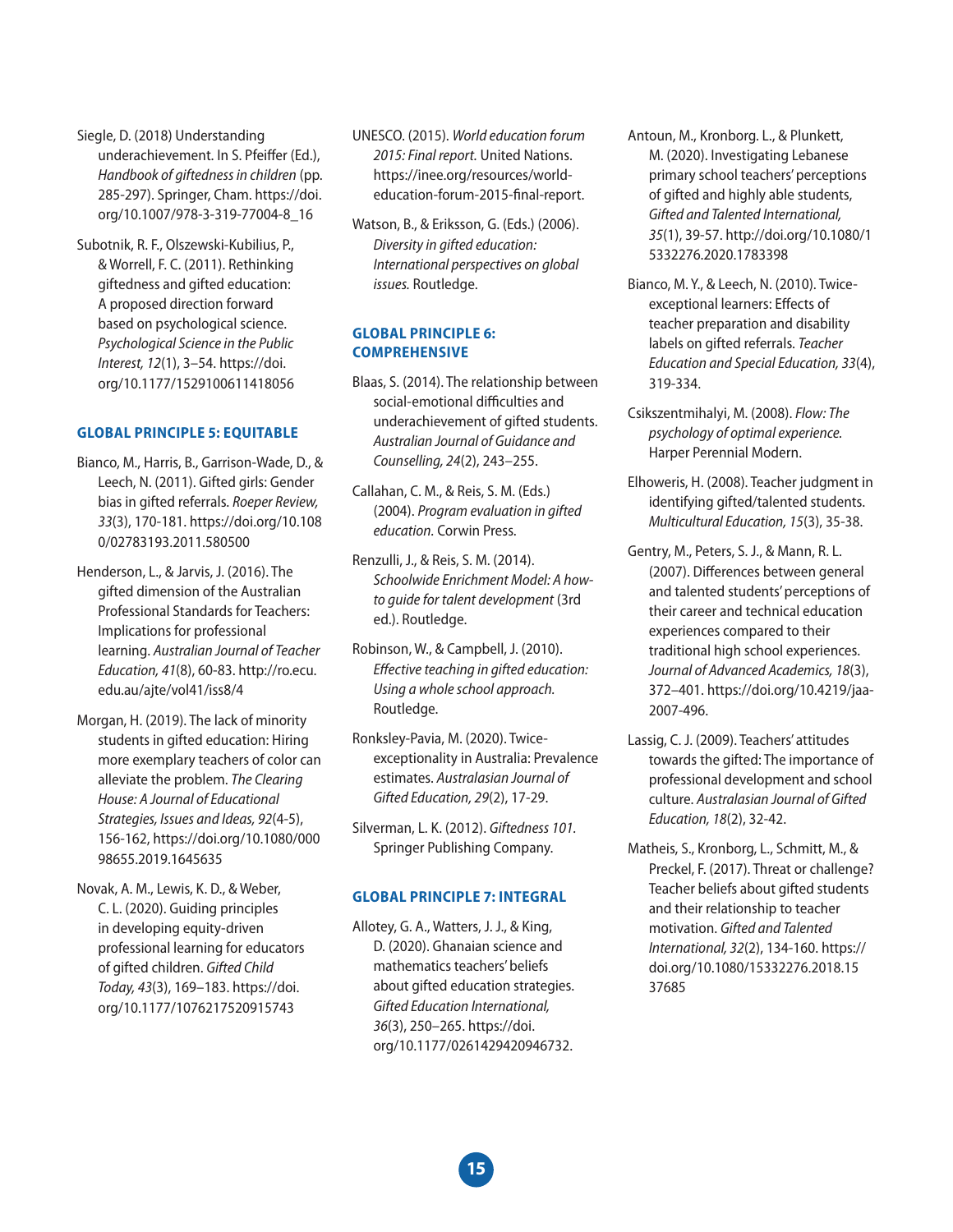Siegle, D. (2018) Understanding underachievement. In S. Pfeiffer (Ed.), *Handbook of giftedness in children* (pp. 285-297). Springer, Cham. https://doi.org/10.1007/978-3-319-77004-8_16

Subotnik, R. F., Olszewski-Kubilius, P., & Worrell, F. C. (2011). Rethinking giftedness and gifted education: A proposed direction forward based on psychological science. *Psychological Science in the Public Interest, 12*(1), 3–54. https://doi.org/10.1177/1529100611418056

### GLOBAL PRINCIPLE 5: EQUITABLE

Bianco, M., Harris, B., Garrison-Wade, D., & Leech, N. (2011). Gifted girls: Gender bias in gifted referrals. *Roeper Review, 33*(3), 170-181. https://doi.org/10.1080/02783193.2011.580500

Henderson, L., & Jarvis, J. (2016). The gifted dimension of the Australian Professional Standards for Teachers: Implications for professional learning. *Australian Journal of Teacher Education, 41*(8), 60-83. http://ro.ecu.edu.au/ajte/vol41/iss8/4

Morgan, H. (2019). The lack of minority students in gifted education: Hiring more exemplary teachers of color can alleviate the problem. *The Clearing House: A Journal of Educational Strategies, Issues and Ideas, 92*(4-5), 156-162, https://doi.org/10.1080/00098655.2019.1645635

Novak, A. M., Lewis, K. D., & Weber, C. L. (2020). Guiding principles in developing equity-driven professional learning for educators of gifted children. *Gifted Child Today, 43*(3), 169–183. https://doi.org/10.1177/1076217520915743

UNESCO. (2015). *World education forum 2015: Final report.* United Nations. https://inee.org/resources/world-education-forum-2015-final-report.

Watson, B., & Eriksson, G. (Eds.) (2006). *Diversity in gifted education: International perspectives on global issues.* Routledge.

### GLOBAL PRINCIPLE 6: COMPREHENSIVE

Blaas, S. (2014). The relationship between social-emotional difficulties and underachievement of gifted students. *Australian Journal of Guidance and Counselling, 24*(2), 243–255.

Callahan, C. M., & Reis, S. M. (Eds.) (2004). *Program evaluation in gifted education.* Corwin Press.

Renzulli, J., & Reis, S. M. (2014). *Schoolwide Enrichment Model: A how-to guide for talent development* (3rd ed.). Routledge.

Robinson, W., & Campbell, J. (2010). *Effective teaching in gifted education: Using a whole school approach.* Routledge.

Ronksley-Pavia, M. (2020). Twice-exceptionality in Australia: Prevalence estimates. *Australasian Journal of Gifted Education, 29*(2), 17-29.

Silverman, L. K. (2012). *Giftedness 101.* Springer Publishing Company.

### GLOBAL PRINCIPLE 7: INTEGRAL

Allotey, G. A., Watters, J. J., & King, D. (2020). Ghanaian science and mathematics teachers' beliefs about gifted education strategies. *Gifted Education International, 36*(3), 250–265. https://doi.org/10.1177/0261429420946732.

Antoun, M., Kronborg. L., & Plunkett, M. (2020). Investigating Lebanese primary school teachers' perceptions of gifted and highly able students, *Gifted and Talented International, 35*(1), 39-57. http://doi.org/10.1080/15332276.2020.1783398

Bianco, M. Y., & Leech, N. (2010). Twice-exceptional learners: Effects of teacher preparation and disability labels on gifted referrals. *Teacher Education and Special Education, 33*(4), 319-334.

Csikszentmihalyi, M. (2008). *Flow: The psychology of optimal experience.* Harper Perennial Modern.

Elhoweris, H. (2008). Teacher judgment in identifying gifted/talented students. *Multicultural Education, 15*(3), 35-38.

Gentry, M., Peters, S. J., & Mann, R. L. (2007). Differences between general and talented students' perceptions of their career and technical education experiences compared to their traditional high school experiences. *Journal of Advanced Academics, 18*(3), 372–401. https://doi.org/10.4219/jaa-2007-496.

Lassig, C. J. (2009). Teachers' attitudes towards the gifted: The importance of professional development and school culture. *Australasian Journal of Gifted Education, 18*(2), 32-42.

Matheis, S., Kronborg, L., Schmitt, M., & Preckel, F. (2017). Threat or challenge? Teacher beliefs about gifted students and their relationship to teacher motivation. *Gifted and Talented International, 32*(2), 134-160. https://doi.org/10.1080/15332276.2018.1537685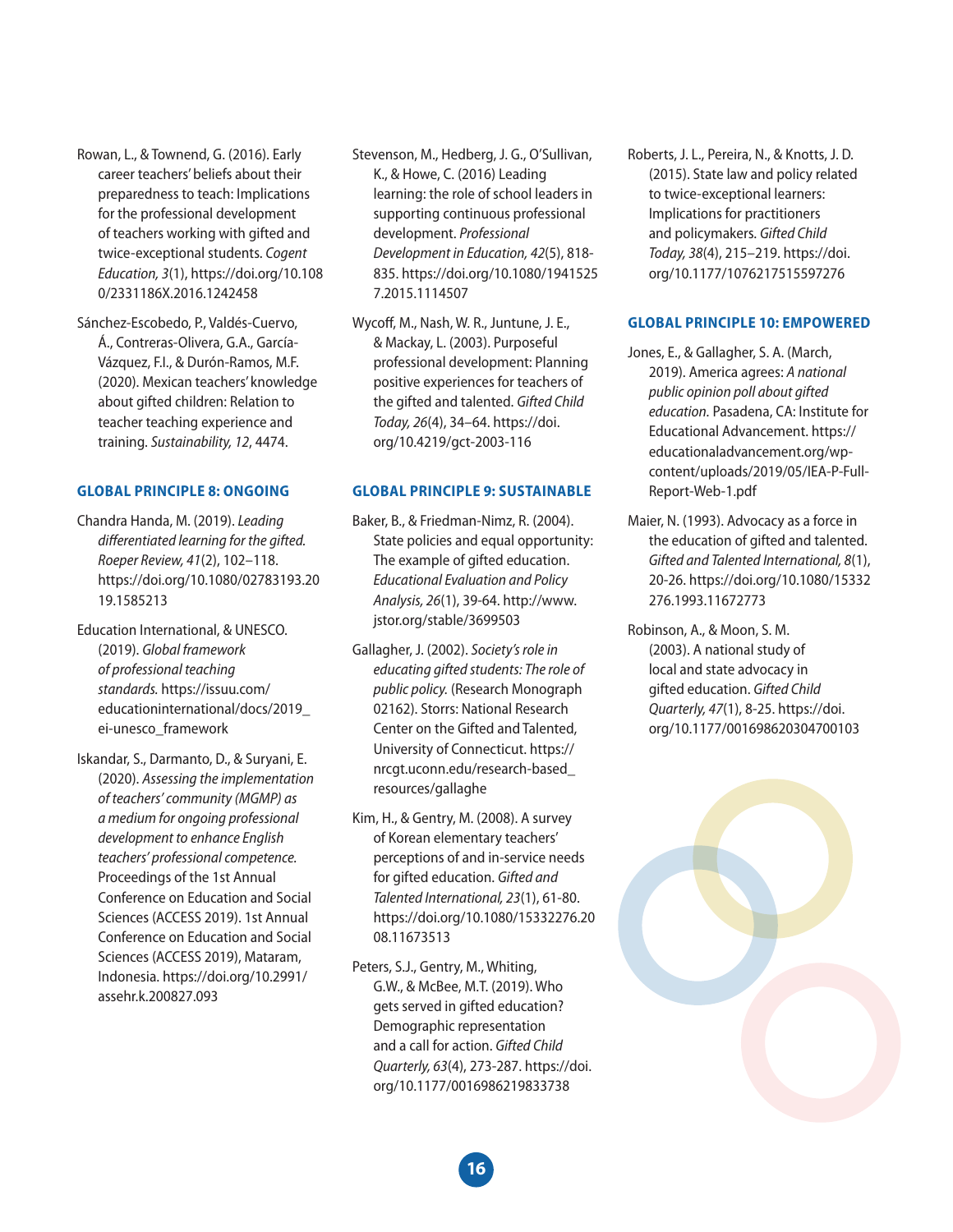Rowan, L., & Townend, G. (2016). Early career teachers' beliefs about their preparedness to teach: Implications for the professional development of teachers working with gifted and twice-exceptional students. *Cogent Education, 3*(1), https://doi.org/10.1080/2331186X.2016.1242458

Sánchez-Escobedo, P., Valdés-Cuervo, Á., Contreras-Olivera, G.A., García-Vázquez, F.I., & Durón-Ramos, M.F. (2020). Mexican teachers' knowledge about gifted children: Relation to teacher teaching experience and training. *Sustainability, 12*, 4474.

### GLOBAL PRINCIPLE 8: ONGOING

Chandra Handa, M. (2019). *Leading differentiated learning for the gifted. Roeper Review, 41*(2), 102–118. https://doi.org/10.1080/02783193.2019.1585213

Education International, & UNESCO. (2019). *Global framework of professional teaching standards.* https://issuu.com/educationinternational/docs/2019_ei-unesco_framework

Iskandar, S., Darmanto, D., & Suryani, E. (2020). *Assessing the implementation of teachers' community (MGMP) as a medium for ongoing professional development to enhance English teachers' professional competence.* Proceedings of the 1st Annual Conference on Education and Social Sciences (ACCESS 2019). 1st Annual Conference on Education and Social Sciences (ACCESS 2019), Mataram, Indonesia. https://doi.org/10.2991/assehr.k.200827.093

Stevenson, M., Hedberg, J. G., O'Sullivan, K., & Howe, C. (2016) Leading learning: the role of school leaders in supporting continuous professional development. *Professional Development in Education, 42*(5), 818-835. https://doi.org/10.1080/19415257.2015.1114507

Wycoff, M., Nash, W. R., Juntune, J. E., & Mackay, L. (2003). Purposeful professional development: Planning positive experiences for teachers of the gifted and talented. *Gifted Child Today, 26*(4), 34–64. https://doi.org/10.4219/gct-2003-116

### GLOBAL PRINCIPLE 9: SUSTAINABLE

Baker, B., & Friedman-Nimz, R. (2004). State policies and equal opportunity: The example of gifted education. *Educational Evaluation and Policy Analysis, 26*(1), 39-64. http://www.jstor.org/stable/3699503

Gallagher, J. (2002). *Society's role in educating gifted students: The role of public policy.* (Research Monograph 02162). Storrs: National Research Center on the Gifted and Talented, University of Connecticut. https://nrcgt.uconn.edu/research-based_resources/gallaghe

Kim, H., & Gentry, M. (2008). A survey of Korean elementary teachers' perceptions of and in-service needs for gifted education. *Gifted and Talented International, 23*(1), 61-80. https://doi.org/10.1080/15332276.2008.11673513

Peters, S.J., Gentry, M., Whiting, G.W., & McBee, M.T. (2019). Who gets served in gifted education? Demographic representation and a call for action. *Gifted Child Quarterly, 63*(4), 273-287. https://doi.org/10.1177/0016986219833738

Roberts, J. L., Pereira, N., & Knotts, J. D. (2015). State law and policy related to twice-exceptional learners: Implications for practitioners and policymakers. *Gifted Child Today, 38*(4), 215–219. https://doi.org/10.1177/1076217515597276

### GLOBAL PRINCIPLE 10: EMPOWERED

Jones, E., & Gallagher, S. A. (March, 2019). America agrees: *A national public opinion poll about gifted education.* Pasadena, CA: Institute for Educational Advancement. https://educationaladvancement.org/wp-content/uploads/2019/05/IEA-P-Full-Report-Web-1.pdf

Maier, N. (1993). Advocacy as a force in the education of gifted and talented. *Gifted and Talented International, 8*(1), 20-26. https://doi.org/10.1080/15332276.1993.11672773

Robinson, A., & Moon, S. M. (2003). A national study of local and state advocacy in gifted education. *Gifted Child Quarterly, 47*(1), 8-25. https://doi.org/10.1177/001698620304700103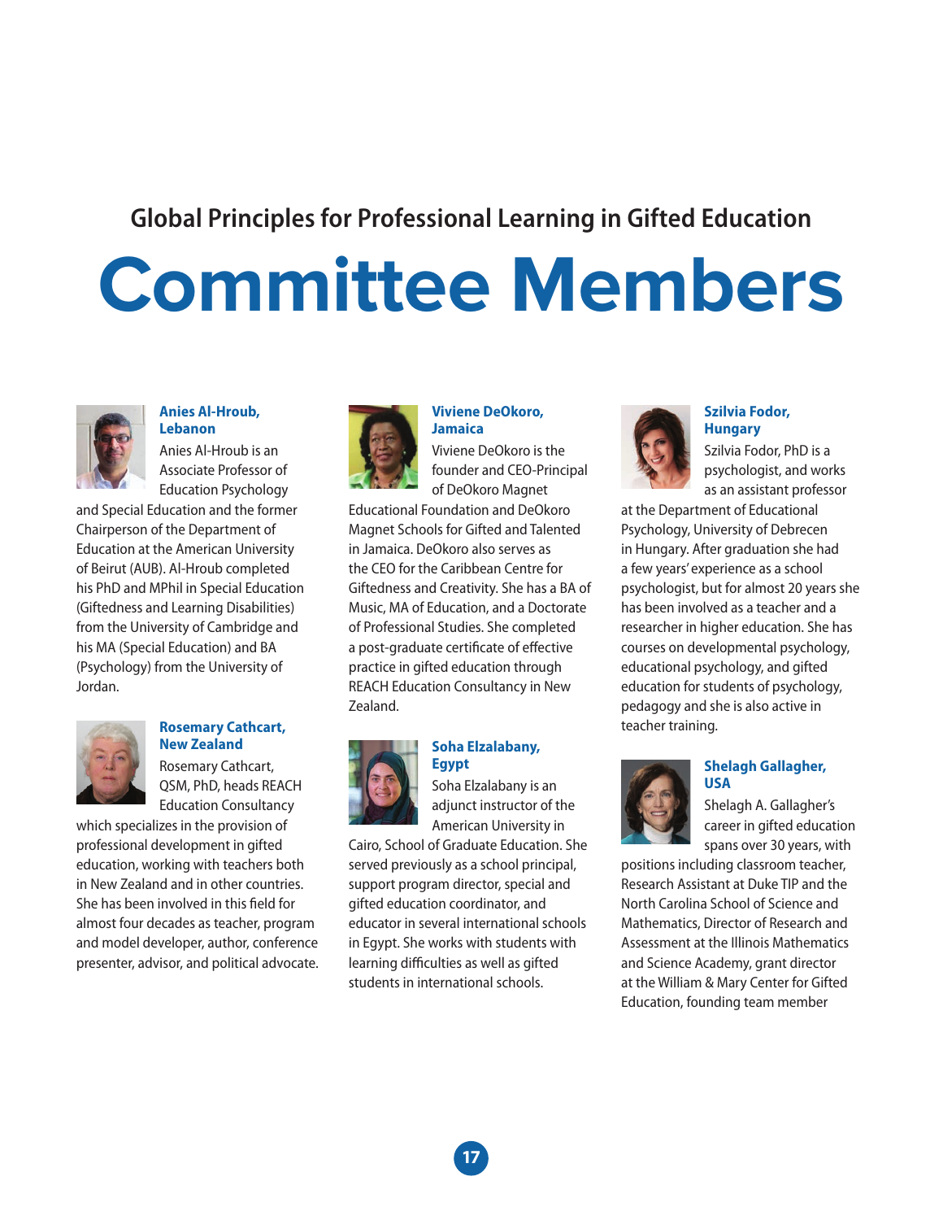## Global Principles for Professional Learning in Gifted Education

# Committee Members

### Anies Al-Hroub, Lebanon

Anies Al-Hroub is an Associate Professor of Education Psychology and Special Education and the former Chairperson of the Department of Education at the American University of Beirut (AUB). Al-Hroub completed his PhD and MPhil in Special Education (Giftedness and Learning Disabilities) from the University of Cambridge and his MA (Special Education) and BA (Psychology) from the University of Jordan.

### Rosemary Cathcart, New Zealand

Rosemary Cathcart, QSM, PhD, heads REACH Education Consultancy which specializes in the provision of professional development in gifted education, working with teachers both in New Zealand and in other countries. She has been involved in this field for almost four decades as teacher, program and model developer, author, conference presenter, advisor, and political advocate.

### Viviene DeOkoro, Jamaica

Viviene DeOkoro is the founder and CEO-Principal of DeOkoro Magnet Educational Foundation and DeOkoro Magnet Schools for Gifted and Talented in Jamaica. DeOkoro also serves as the CEO for the Caribbean Centre for Giftedness and Creativity. She has a BA of Music, MA of Education, and a Doctorate of Professional Studies. She completed a post-graduate certificate of effective practice in gifted education through REACH Education Consultancy in New Zealand.

### Soha Elzalabany, Egypt

Soha Elzalabany is an adjunct instructor of the American University in Cairo, School of Graduate Education. She served previously as a school principal, support program director, special and gifted education coordinator, and educator in several international schools in Egypt. She works with students with learning difficulties as well as gifted students in international schools.

### Szilvia Fodor, Hungary

Szilvia Fodor, PhD is a psychologist, and works as an assistant professor at the Department of Educational Psychology, University of Debrecen in Hungary. After graduation she had a few years' experience as a school psychologist, but for almost 20 years she has been involved as a teacher and a researcher in higher education. She has courses on developmental psychology, educational psychology, and gifted education for students of psychology, pedagogy and she is also active in teacher training.

### Shelagh Gallagher, USA

Shelagh A. Gallagher's career in gifted education spans over 30 years, with positions including classroom teacher, Research Assistant at Duke TIP and the North Carolina School of Science and Mathematics, Director of Research and Assessment at the Illinois Mathematics and Science Academy, grant director at the William & Mary Center for Gifted Education, founding team member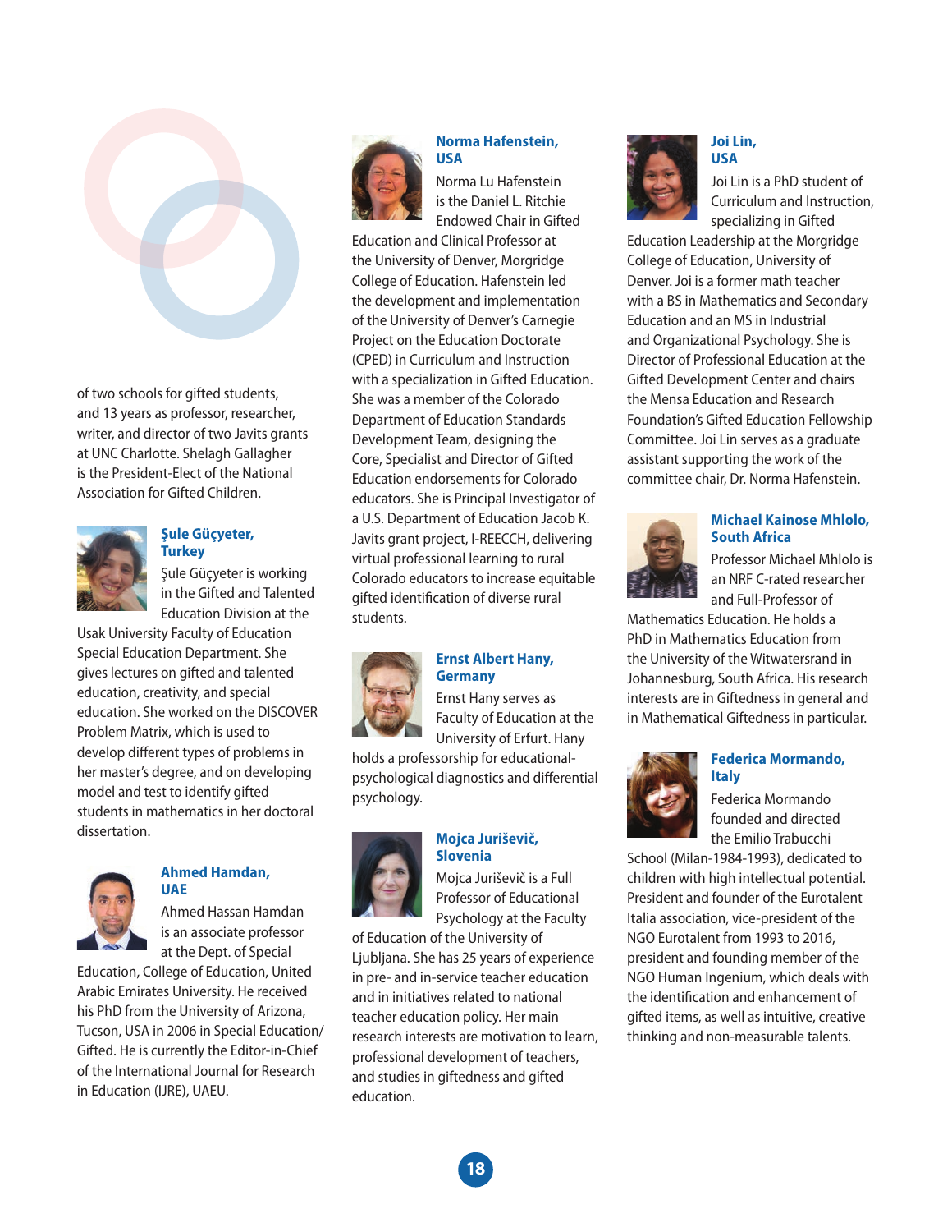of two schools for gifted students, and 13 years as professor, researcher, writer, and director of two Javits grants at UNC Charlotte. Shelagh Gallagher is the President-Elect of the National Association for Gifted Children.

### Şule Güçyeter, Turkey

Şule Güçyeter is working in the Gifted and Talented Education Division at the Usak University Faculty of Education Special Education Department. She gives lectures on gifted and talented education, creativity, and special education. She worked on the DISCOVER Problem Matrix, which is used to develop different types of problems in her master's degree, and on developing model and test to identify gifted students in mathematics in her doctoral dissertation.

### Ahmed Hamdan, UAE

Ahmed Hassan Hamdan is an associate professor at the Dept. of Special Education, College of Education, United Arabic Emirates University. He received his PhD from the University of Arizona, Tucson, USA in 2006 in Special Education/ Gifted. He is currently the Editor-in-Chief of the International Journal for Research in Education (IJRE), UAEU.

### Norma Hafenstein, USA

Norma Lu Hafenstein is the Daniel L. Ritchie Endowed Chair in Gifted Education and Clinical Professor at the University of Denver, Morgridge College of Education. Hafenstein led the development and implementation of the University of Denver's Carnegie Project on the Education Doctorate (CPED) in Curriculum and Instruction with a specialization in Gifted Education. She was a member of the Colorado Department of Education Standards Development Team, designing the Core, Specialist and Director of Gifted Education endorsements for Colorado educators. She is Principal Investigator of a U.S. Department of Education Jacob K. Javits grant project, I-REECCH, delivering virtual professional learning to rural Colorado educators to increase equitable gifted identification of diverse rural students.

### Ernst Albert Hany, Germany

Ernst Hany serves as Faculty of Education at the University of Erfurt. Hany holds a professorship for educational-psychological diagnostics and differential psychology.

### Mojca Juriševič, Slovenia

Mojca Juriševič is a Full Professor of Educational Psychology at the Faculty of Education of the University of Ljubljana. She has 25 years of experience in pre- and in-service teacher education and in initiatives related to national teacher education policy. Her main research interests are motivation to learn, professional development of teachers, and studies in giftedness and gifted education.

### Joi Lin, USA

Joi Lin is a PhD student of Curriculum and Instruction, specializing in Gifted Education Leadership at the Morgridge College of Education, University of Denver. Joi is a former math teacher with a BS in Mathematics and Secondary Education and an MS in Industrial and Organizational Psychology. She is Director of Professional Education at the Gifted Development Center and chairs the Mensa Education and Research Foundation's Gifted Education Fellowship Committee. Joi Lin serves as a graduate assistant supporting the work of the committee chair, Dr. Norma Hafenstein.

### Michael Kainose Mhlolo, South Africa

Professor Michael Mhlolo is an NRF C-rated researcher and Full-Professor of Mathematics Education. He holds a PhD in Mathematics Education from the University of the Witwatersrand in Johannesburg, South Africa. His research interests are in Giftedness in general and in Mathematical Giftedness in particular.

### Federica Mormando, Italy

Federica Mormando founded and directed the Emilio Trabucchi School (Milan-1984-1993), dedicated to children with high intellectual potential. President and founder of the Eurotalent Italia association, vice-president of the NGO Eurotalent from 1993 to 2016, president and founding member of the NGO Human Ingenium, which deals with the identification and enhancement of gifted items, as well as intuitive, creative thinking and non-measurable talents.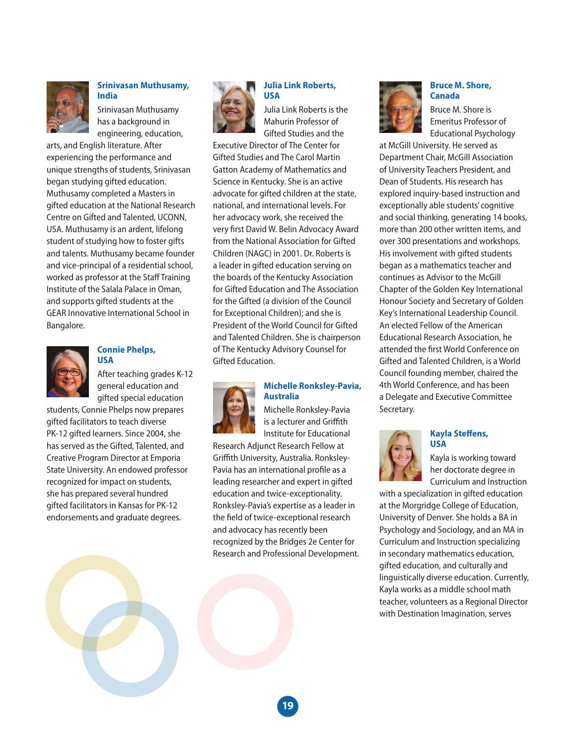### Srinivasan Muthusamy, India

Srinivasan Muthusamy has a background in engineering, education, arts, and English literature. After experiencing the performance and unique strengths of students, Srinivasan began studying gifted education. Muthusamy completed a Masters in gifted education at the National Research Centre on Gifted and Talented, UCONN, USA. Muthusamy is an ardent, lifelong student of studying how to foster gifts and talents. Muthusamy became founder and vice-principal of a residential school, worked as professor at the Staff Training Institute of the Salala Palace in Oman, and supports gifted students at the GEAR Innovative International School in Bangalore.

### Connie Phelps, USA

After teaching grades K-12 general education and gifted special education students, Connie Phelps now prepares gifted facilitators to teach diverse PK-12 gifted learners. Since 2004, she has served as the Gifted, Talented, and Creative Program Director at Emporia State University. An endowed professor recognized for impact on students, she has prepared several hundred gifted facilitators in Kansas for PK-12 endorsements and graduate degrees.

### Julia Link Roberts, USA

Julia Link Roberts is the Mahurin Professor of Gifted Studies and the Executive Director of The Center for Gifted Studies and The Carol Martin Gatton Academy of Mathematics and Science in Kentucky. She is an active advocate for gifted children at the state, national, and international levels. For her advocacy work, she received the very first David W. Belin Advocacy Award from the National Association for Gifted Children (NAGC) in 2001. Dr. Roberts is a leader in gifted education serving on the boards of the Kentucky Association for Gifted Education and The Association for the Gifted (a division of the Council for Exceptional Children); and she is President of the World Council for Gifted and Talented Children. She is chairperson of The Kentucky Advisory Counsel for Gifted Education.

### Michelle Ronksley-Pavia, Australia

Michelle Ronksley-Pavia is a lecturer and Griffith Institute for Educational Research Adjunct Research Fellow at Griffith University, Australia. Ronksley-Pavia has an international profile as a leading researcher and expert in gifted education and twice-exceptionality. Ronksley-Pavia's expertise as a leader in the field of twice-exceptional research and advocacy has recently been recognized by the Bridges 2e Center for Research and Professional Development.

### Bruce M. Shore, Canada

Bruce M. Shore is Emeritus Professor of Educational Psychology at McGill University. He served as Department Chair, McGill Association of University Teachers President, and Dean of Students. His research has explored inquiry-based instruction and exceptionally able students' cognitive and social thinking, generating 14 books, more than 200 other written items, and over 300 presentations and workshops. His involvement with gifted students began as a mathematics teacher and continues as Advisor to the McGill Chapter of the Golden Key International Honour Society and Secretary of Golden Key's International Leadership Council. An elected Fellow of the American Educational Research Association, he attended the first World Conference on Gifted and Talented Children, is a World Council founding member, chaired the 4th World Conference, and has been a Delegate and Executive Committee Secretary.

### Kayla Steffens, USA

Kayla is working toward her doctorate degree in Curriculum and Instruction with a specialization in gifted education at the Morgridge College of Education, University of Denver. She holds a BA in Psychology and Sociology, and an MA in Curriculum and Instruction specializing in secondary mathematics education, gifted education, and culturally and linguistically diverse education. Currently, Kayla works as a middle school math teacher, volunteers as a Regional Director with Destination Imagination, serves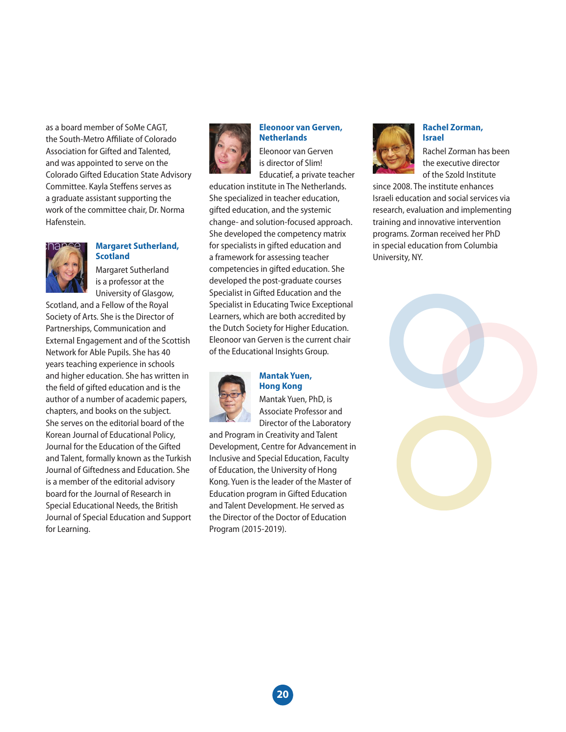as a board member of SoMe CAGT, the South-Metro Affiliate of Colorado Association for Gifted and Talented, and was appointed to serve on the Colorado Gifted Education State Advisory Committee. Kayla Steffens serves as a graduate assistant supporting the work of the committee chair, Dr. Norma Hafenstein.

### Margaret Sutherland, Scotland

Margaret Sutherland is a professor at the University of Glasgow, Scotland, and a Fellow of the Royal Society of Arts. She is the Director of Partnerships, Communication and External Engagement and of the Scottish Network for Able Pupils. She has 40 years teaching experience in schools and higher education. She has written in the field of gifted education and is the author of a number of academic papers, chapters, and books on the subject. She serves on the editorial board of the Korean Journal of Educational Policy, Journal for the Education of the Gifted and Talent, formally known as the Turkish Journal of Giftedness and Education. She is a member of the editorial advisory board for the Journal of Research in Special Educational Needs, the British Journal of Special Education and Support for Learning.

### Eleonoor van Gerven, Netherlands

Eleonoor van Gerven is director of Slim! Educatief, a private teacher education institute in The Netherlands. She specialized in teacher education, gifted education, and the systemic change- and solution-focused approach. She developed the competency matrix for specialists in gifted education and a framework for assessing teacher competencies in gifted education. She developed the post-graduate courses Specialist in Gifted Education and the Specialist in Educating Twice Exceptional Learners, which are both accredited by the Dutch Society for Higher Education. Eleonoor van Gerven is the current chair of the Educational Insights Group.

### Mantak Yuen, Hong Kong

Mantak Yuen, PhD, is Associate Professor and Director of the Laboratory and Program in Creativity and Talent Development, Centre for Advancement in Inclusive and Special Education, Faculty of Education, the University of Hong Kong. Yuen is the leader of the Master of Education program in Gifted Education and Talent Development. He served as the Director of the Doctor of Education Program (2015-2019).

### Rachel Zorman, Israel

Rachel Zorman has been the executive director of the Szold Institute since 2008. The institute enhances Israeli education and social services via research, evaluation and implementing training and innovative intervention programs. Zorman received her PhD in special education from Columbia University, NY.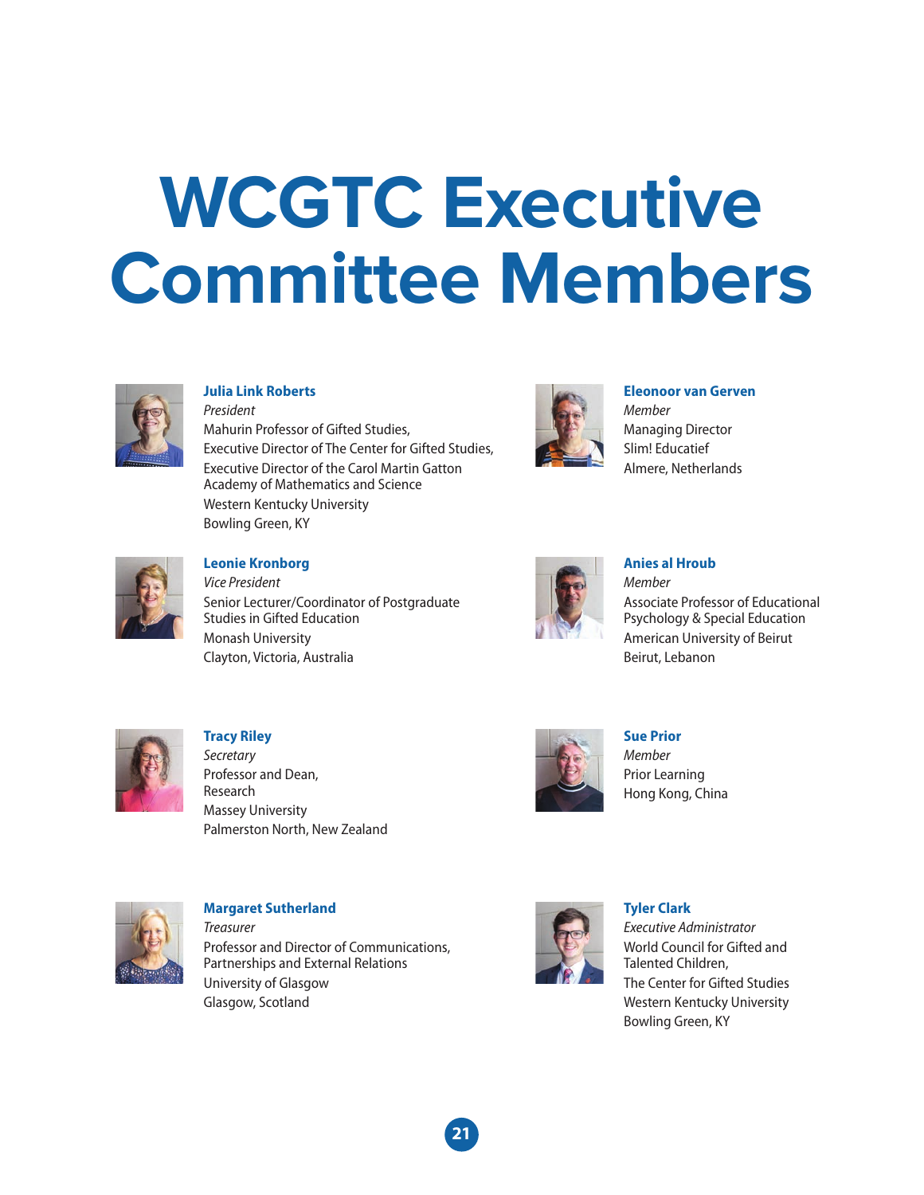# WCGTC Executive Committee Members

**Julia Link Roberts**
*President*
Mahurin Professor of Gifted Studies,
Executive Director of The Center for Gifted Studies,
Executive Director of the Carol Martin Gatton Academy of Mathematics and Science
Western Kentucky University
Bowling Green, KY

**Leonie Kronborg**
*Vice President*
Senior Lecturer/Coordinator of Postgraduate Studies in Gifted Education
Monash University
Clayton, Victoria, Australia

**Tracy Riley**
*Secretary*
Professor and Dean,
Research
Massey University
Palmerston North, New Zealand

**Margaret Sutherland**
*Treasurer*
Professor and Director of Communications, Partnerships and External Relations
University of Glasgow
Glasgow, Scotland

**Eleonoor van Gerven**
*Member*
Managing Director
Slim! Educatief
Almere, Netherlands

**Anies al Hroub**
*Member*
Associate Professor of Educational Psychology & Special Education
American University of Beirut
Beirut, Lebanon

**Sue Prior**
*Member*
Prior Learning
Hong Kong, China

**Tyler Clark**
*Executive Administrator*
World Council for Gifted and Talented Children,
The Center for Gifted Studies
Western Kentucky University
Bowling Green, KY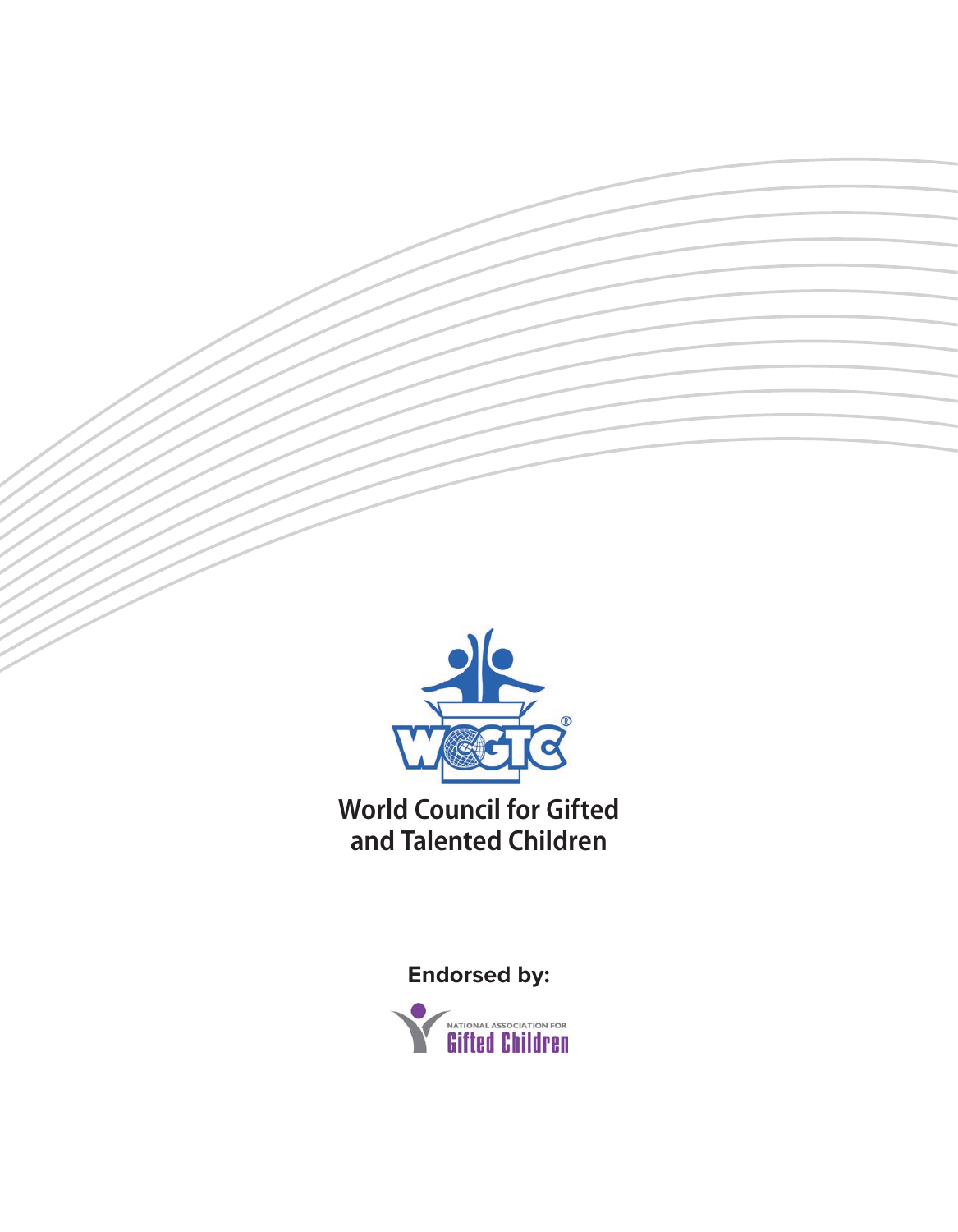World Council for Gifted and Talented Children

**Endorsed by:**

NATIONAL ASSOCIATION FOR Gifted Children